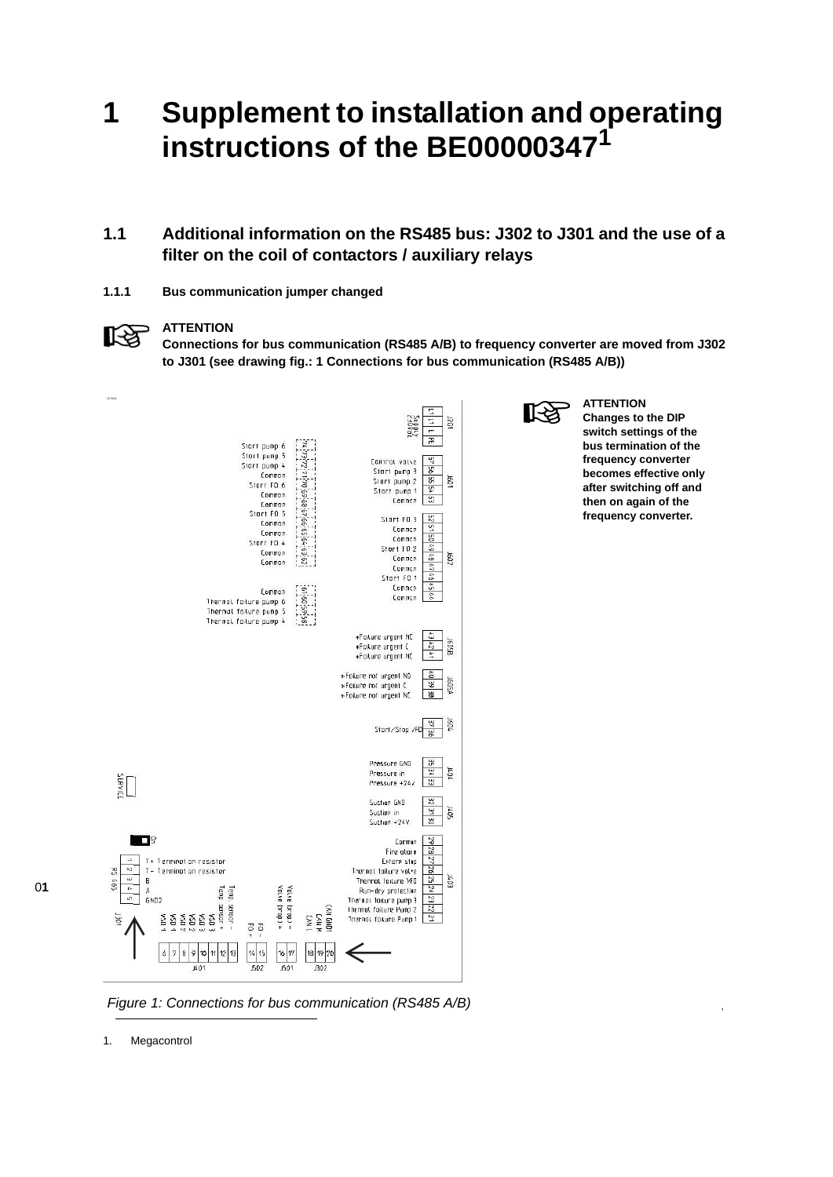# 1 Supplement to installation and operating instructions of the BE00000347[1]

## 1.1 Additional information on the RS485 bus: J302 to J301 and the use of a filter on the coil of contactors / auxiliary relays

### 1.1.1 Bus communication jumper changed

**ATTENTION**
**Connections for bus communication (RS485 A/B) to frequency converter are moved from J302 to J301 (see drawing fig.: 1 Connections for bus communication (RS485 A/B))**

**ATTENTION**
**Changes to the DIP switch settings of the bus termination of the frequency converter becomes effective only after switching off and then on again of the frequency converter.**

*Figure 1: Connections for bus communication (RS485 A/B)*

1. Megacontrol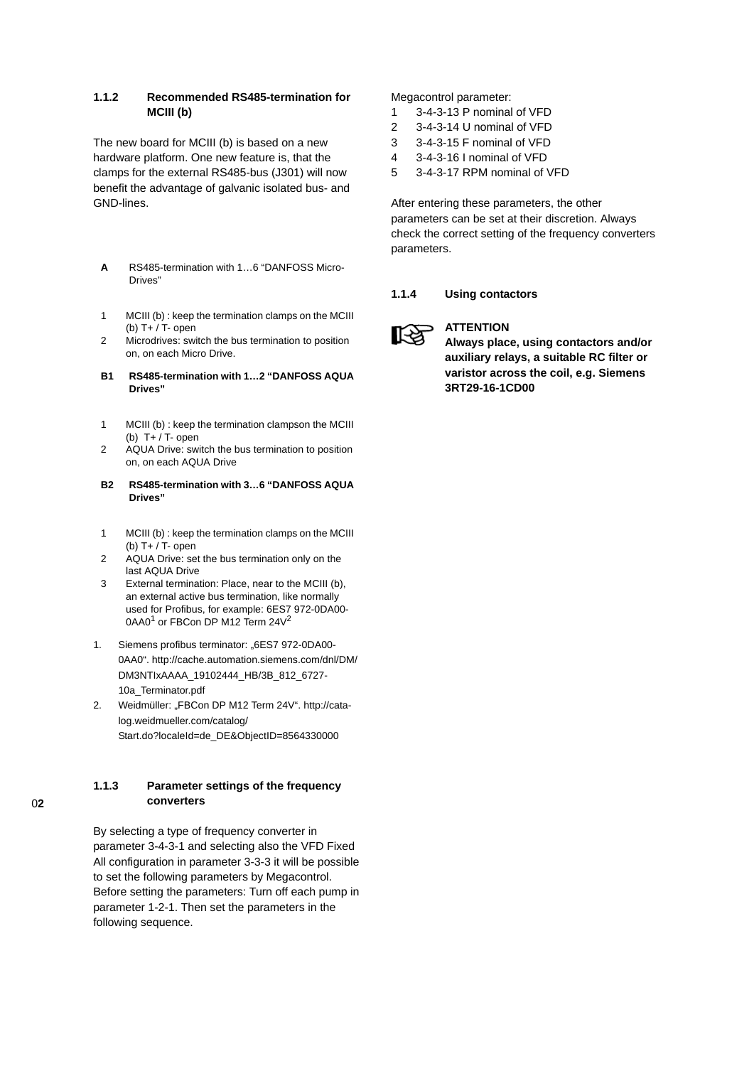### 1.1.2 Recommended RS485-termination for MCIII (b)

The new board for MCIII (b) is based on a new hardware platform. One new feature is, that the clamps for the external RS485-bus (J301) will now benefit the advantage of galvanic isolated bus- and GND-lines.

**A** RS485-termination with 1…6 “DANFOSS Micro-Drives”

1. MCIII (b) : keep the termination clamps on the MCIII (b) T+ / T- open
2. Microdrives: switch the bus termination to position on, on each Micro Drive.

**B1 RS485-termination with 1…2 “DANFOSS AQUA Drives”**

1. MCIII (b) : keep the termination clampson the MCIII (b) T+ / T- open
2. AQUA Drive: switch the bus termination to position on, on each AQUA Drive

**B2 RS485-termination with 3…6 “DANFOSS AQUA Drives”**

1. MCIII (b) : keep the termination clamps on the MCIII (b) T+ / T- open
2. AQUA Drive: set the bus termination only on the last AQUA Drive
3. External termination: Place, near to the MCIII (b), an external active bus termination, like normally used for Profibus, for example: 6ES7 972-0DA00-0AA0[1] or FBCon DP M12 Term 24V[2]

1. Siemens profibus terminator: „6ES7 972-0DA00-0AA0“. http://cache.automation.siemens.com/dnl/DM/DM3NTIxAAAA_19102444_HB/3B_812_6727-10a_Terminator.pdf
2. Weidmüller: „FBCon DP M12 Term 24V“. http://catalog.weidmueller.com/catalog/Start.do?localeId=de_DE&ObjectID=8564330000

### 1.1.3 Parameter settings of the frequency converters

By selecting a type of frequency converter in parameter 3-4-3-1 and selecting also the VFD Fixed All configuration in parameter 3-3-3 it will be possible to set the following parameters by Megacontrol. Before setting the parameters: Turn off each pump in parameter 1-2-1. Then set the parameters in the following sequence.

Megacontrol parameter:

1. 3-4-3-13 P nominal of VFD
2. 3-4-3-14 U nominal of VFD
3. 3-4-3-15 F nominal of VFD
4. 3-4-3-16 I nominal of VFD
5. 3-4-3-17 RPM nominal of VFD

After entering these parameters, the other parameters can be set at their discretion. Always check the correct setting of the frequency converters parameters.

### 1.1.4 Using contactors

**ATTENTION**
**Always place, using contactors and/or auxiliary relays, a suitable RC filter or varistor across the coil, e.g. Siemens 3RT29-16-1CD00**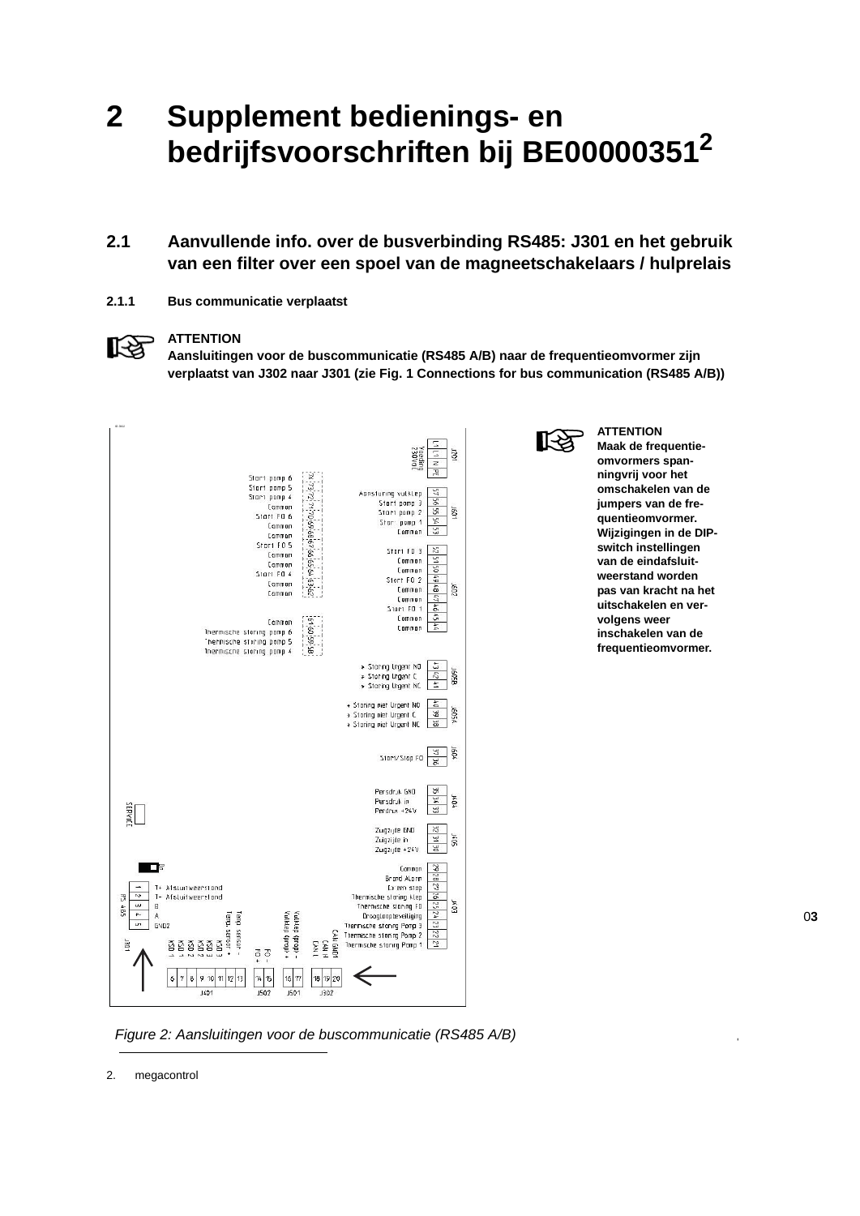# 2 Supplement bedienings- en bedrijfsvoorschriften bij BE00000351[2]

## 2.1 Aanvullende info. over de busverbinding RS485: J301 en het gebruik van een filter over een spoel van de magneetschakelaars / hulprelais

### 2.1.1 Bus communicatie verplaatst

**ATTENTION**
**Aansluitingen voor de buscommunicatie (RS485 A/B) naar de frequentieomvormer zijn verplaatst van J302 naar J301 (zie Fig. 1 Connections for bus communication (RS485 A/B))**

**ATTENTION**
**Maak de frequentie-omvormers spanningvrij voor het omschakelen van de jumpers van de frequentieomvormer. Wijzigingen in de DIP-switch instellingen van de eindafsluitweerstand worden pas van kracht na het uitschakelen en vervolgens weer inschakelen van de frequentieomvormer.**

*Figure 2: Aansluitingen voor de buscommunicatie (RS485 A/B)*

2. megacontrol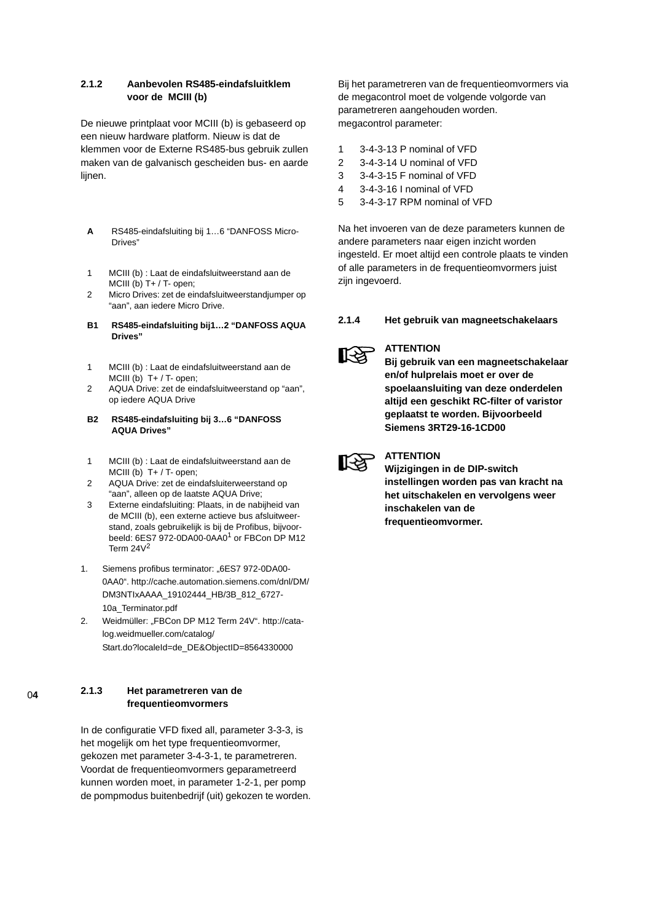### 2.1.2 Aanbevolen RS485-eindafsluitklem voor de MCIII (b)

De nieuwe printplaat voor MCIII (b) is gebaseerd op een nieuw hardware platform. Nieuw is dat de klemmen voor de Externe RS485-bus gebruik zullen maken van de galvanisch gescheiden bus- en aarde lijnen.

**A** RS485-eindafsluiting bij 1…6 "DANFOSS Micro-Drives"

1. MCIII (b) : Laat de eindafsluitweerstand aan de MCIII (b) T+ / T- open;
2. Micro Drives: zet de eindafsluitweerstandjumper op "aan", aan iedere Micro Drive.

**B1 RS485-eindafsluiting bij1…2 "DANFOSS AQUA Drives"**

1. MCIII (b) : Laat de eindafsluitweerstand aan de MCIII (b) T+ / T- open;
2. AQUA Drive: zet de eindafsluitweerstand op "aan", op iedere AQUA Drive

**B2 RS485-eindafsluiting bij 3…6 "DANFOSS AQUA Drives"**

1. MCIII (b) : Laat de eindafsluitweerstand aan de MCIII (b) T+ / T- open;
2. AQUA Drive: zet de eindafsluiterweerstand op "aan", alleen op de laatste AQUA Drive;
3. Externe eindafsluiting: Plaats, in de nabijheid van de MCIII (b), een externe actieve bus afsluitweerstand, zoals gebruikelijk is bij de Profibus, bijvoorbeeld: 6ES7 972-0DA00-0AA0[1] or FBCon DP M12 Term 24V[2]

1. Siemens profibus terminator: „6ES7 972-0DA00-0AA0". http://cache.automation.siemens.com/dnl/DM/DM3NTIxAAAA_19102444_HB/3B_812_6727-10a_Terminator.pdf
2. Weidmüller: „FBCon DP M12 Term 24V". http://catalog.weidmueller.com/catalog/Start.do?localeId=de_DE&ObjectID=8564330000

### 2.1.3 Het parametreren van de frequentieomvormers

In de configuratie VFD fixed all, parameter 3-3-3, is het mogelijk om het type frequentieomvormer, gekozen met parameter 3-4-3-1, te parametreren. Voordat de frequentieomvormers geparametreerd kunnen worden moet, in parameter 1-2-1, per pomp de pompmodus buitenbedrijf (uit) gekozen te worden.

Bij het parametreren van de frequentieomvormers via de megacontrol moet de volgende volgorde van parametreren aangehouden worden.
megacontrol parameter:

1. 3-4-3-13 P nominal of VFD
2. 3-4-3-14 U nominal of VFD
3. 3-4-3-15 F nominal of VFD
4. 3-4-3-16 I nominal of VFD
5. 3-4-3-17 RPM nominal of VFD

Na het invoeren van de deze parameters kunnen de andere parameters naar eigen inzicht worden ingesteld. Er moet altijd een controle plaats te vinden of alle parameters in de frequentieomvormers juist zijn ingevoerd.

### 2.1.4 Het gebruik van magneetschakelaars

**ATTENTION**
**Bij gebruik van een magneetschakelaar en/of hulprelais moet er over de spoelaansluiting van deze onderdelen altijd een geschikt RC-filter of varistor geplaatst te worden. Bijvoorbeeld Siemens 3RT29-16-1CD00**

**ATTENTION**
**Wijzigingen in de DIP-switch instellingen worden pas van kracht na het uitschakelen en vervolgens weer inschakelen van de frequentieomvormer.**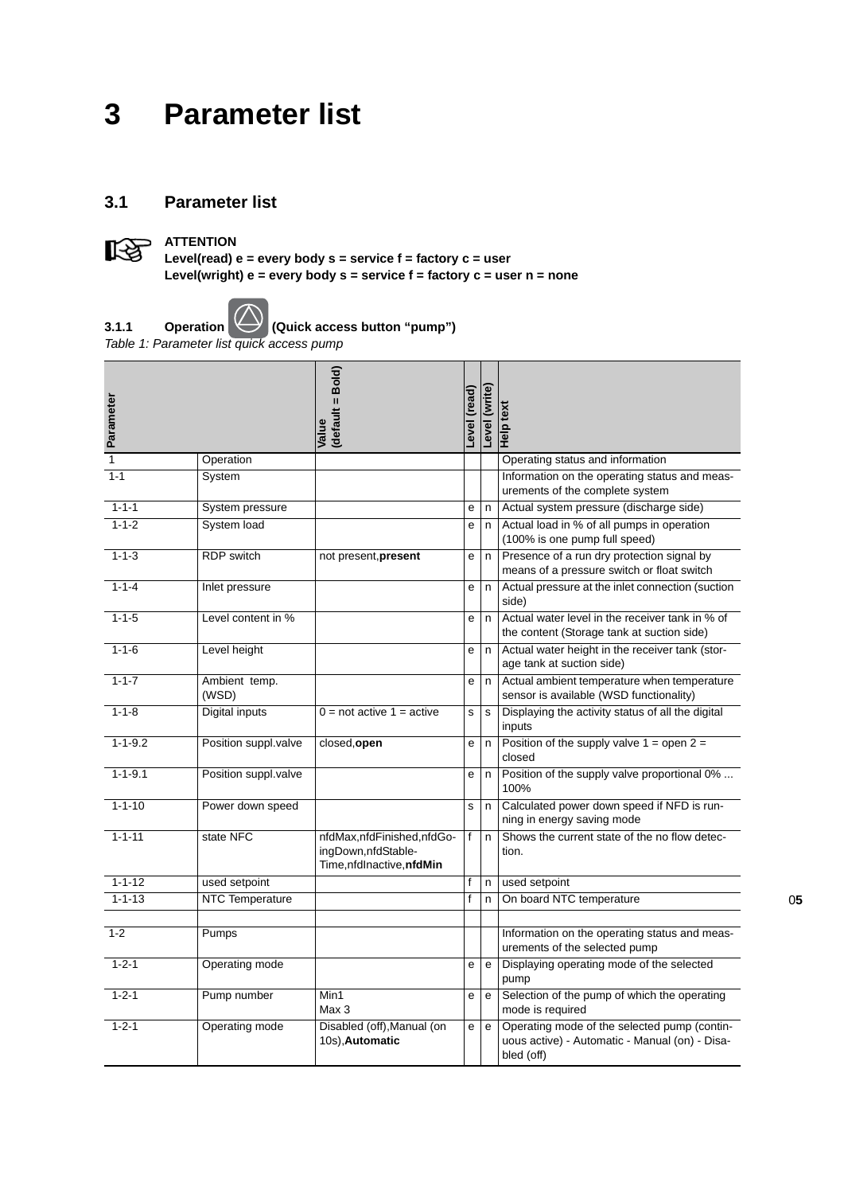# 3 Parameter list

## 3.1 Parameter list

**ATTENTION**
**Level(read) e = every body s = service f = factory c = user**
**Level(wright) e = every body s = service f = factory c = user n = none**

### 3.1.1 Operation (Quick access button "pump")

*Table 1: Parameter list quick access pump*

| Parameter | | Value (default = Bold) | Level (read) | Level (write) | Help text |
|---|---|---|---|---|---|
| 1 | Operation | | | | Operating status and information |
| 1-1 | System | | | | Information on the operating status and measurements of the complete system |
| 1-1-1 | System pressure | | e | n | Actual system pressure (discharge side) |
| 1-1-2 | System load | | e | n | Actual load in % of all pumps in operation (100% is one pump full speed) |
| 1-1-3 | RDP switch | not present,**present** | e | n | Presence of a run dry protection signal by means of a pressure switch or float switch |
| 1-1-4 | Inlet pressure | | e | n | Actual pressure at the inlet connection (suction side) |
| 1-1-5 | Level content in % | | e | n | Actual water level in the receiver tank in % of the content (Storage tank at suction side) |
| 1-1-6 | Level height | | e | n | Actual water height in the receiver tank (storage tank at suction side) |
| 1-1-7 | Ambient temp. (WSD) | | e | n | Actual ambient temperature when temperature sensor is available (WSD functionality) |
| 1-1-8 | Digital inputs | 0 = not active 1 = active | s | s | Displaying the activity status of all the digital inputs |
| 1-1-9.2 | Position suppl.valve | closed,**open** | e | n | Position of the supply valve 1 = open 2 = closed |
| 1-1-9.1 | Position suppl.valve | | e | n | Position of the supply valve proportional 0% ... 100% |
| 1-1-10 | Power down speed | | s | n | Calculated power down speed if NFD is running in energy saving mode |
| 1-1-11 | state NFC | nfdMax,nfdFinished,nfdGoingDown,nfdStableTime,nfdInactive,**nfdMin** | f | n | Shows the current state of the no flow detection. |
| 1-1-12 | used setpoint | | f | n | used setpoint |
| 1-1-13 | NTC Temperature | | f | n | On board NTC temperature |
| | | | | | |
| 1-2 | Pumps | | | | Information on the operating status and measurements of the selected pump |
| 1-2-1 | Operating mode | | e | e | Displaying operating mode of the selected pump |
| 1-2-1 | Pump number | Min1 Max 3 | e | e | Selection of the pump of which the operating mode is required |
| 1-2-1 | Operating mode | Disabled (off),Manual (on 10s),**Automatic** | e | e | Operating mode of the selected pump (continuous active) - Automatic - Manual (on) - Disabled (off) |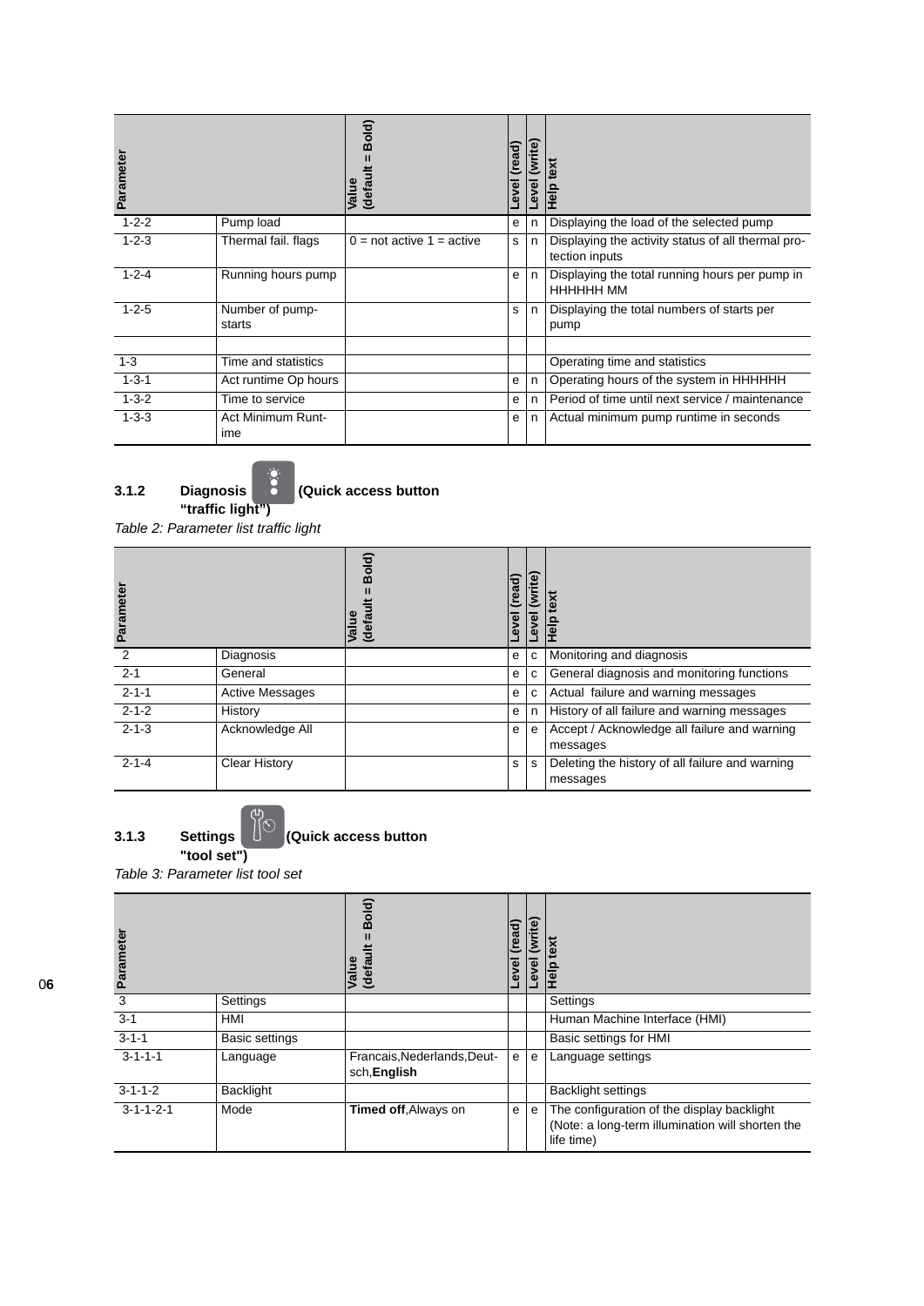| Parameter | | Value (default = Bold) | Level (read) | Level (write) | Help text |
|---|---|---|---|---|---|
| 1-2-2 | Pump load | | e | n | Displaying the load of the selected pump |
| 1-2-3 | Thermal fail. flags | 0 = not active 1 = active | s | n | Displaying the activity status of all thermal protection inputs |
| 1-2-4 | Running hours pump | | e | n | Displaying the total running hours per pump in HHHHHH MM |
| 1-2-5 | Number of pump-starts | | s | n | Displaying the total numbers of starts per pump |
| | | | | | |
| 1-3 | Time and statistics | | | | Operating time and statistics |
| 1-3-1 | Act runtime Op hours | | e | n | Operating hours of the system in HHHHHH |
| 1-3-2 | Time to service | | e | n | Period of time until next service / maintenance |
| 1-3-3 | Act Minimum Runtime | | e | n | Actual minimum pump runtime in seconds |

### 3.1.2 Diagnosis (Quick access button "traffic light")

*Table 2: Parameter list traffic light*

| Parameter | | Value (default = Bold) | Level (read) | Level (write) | Help text |
|---|---|---|---|---|---|
| 2 | Diagnosis | | e | c | Monitoring and diagnosis |
| 2-1 | General | | e | c | General diagnosis and monitoring functions |
| 2-1-1 | Active Messages | | e | c | Actual failure and warning messages |
| 2-1-2 | History | | e | n | History of all failure and warning messages |
| 2-1-3 | Acknowledge All | | e | e | Accept / Acknowledge all failure and warning messages |
| 2-1-4 | Clear History | | s | s | Deleting the history of all failure and warning messages |

### 3.1.3 Settings (Quick access button "tool set")

*Table 3: Parameter list tool set*

| Parameter | | Value (default = Bold) | Level (read) | Level (write) | Help text |
|---|---|---|---|---|---|
| 3 | Settings | | | | Settings |
| 3-1 | HMI | | | | Human Machine Interface (HMI) |
| 3-1-1 | Basic settings | | | | Basic settings for HMI |
| 3-1-1-1 | Language | Francais,Nederlands,Deutsch,**English** | e | e | Language settings |
| 3-1-1-2 | Backlight | | | | Backlight settings |
| 3-1-1-2-1 | Mode | **Timed off**,Always on | e | e | The configuration of the display backlight (Note: a long-term illumination will shorten the life time) |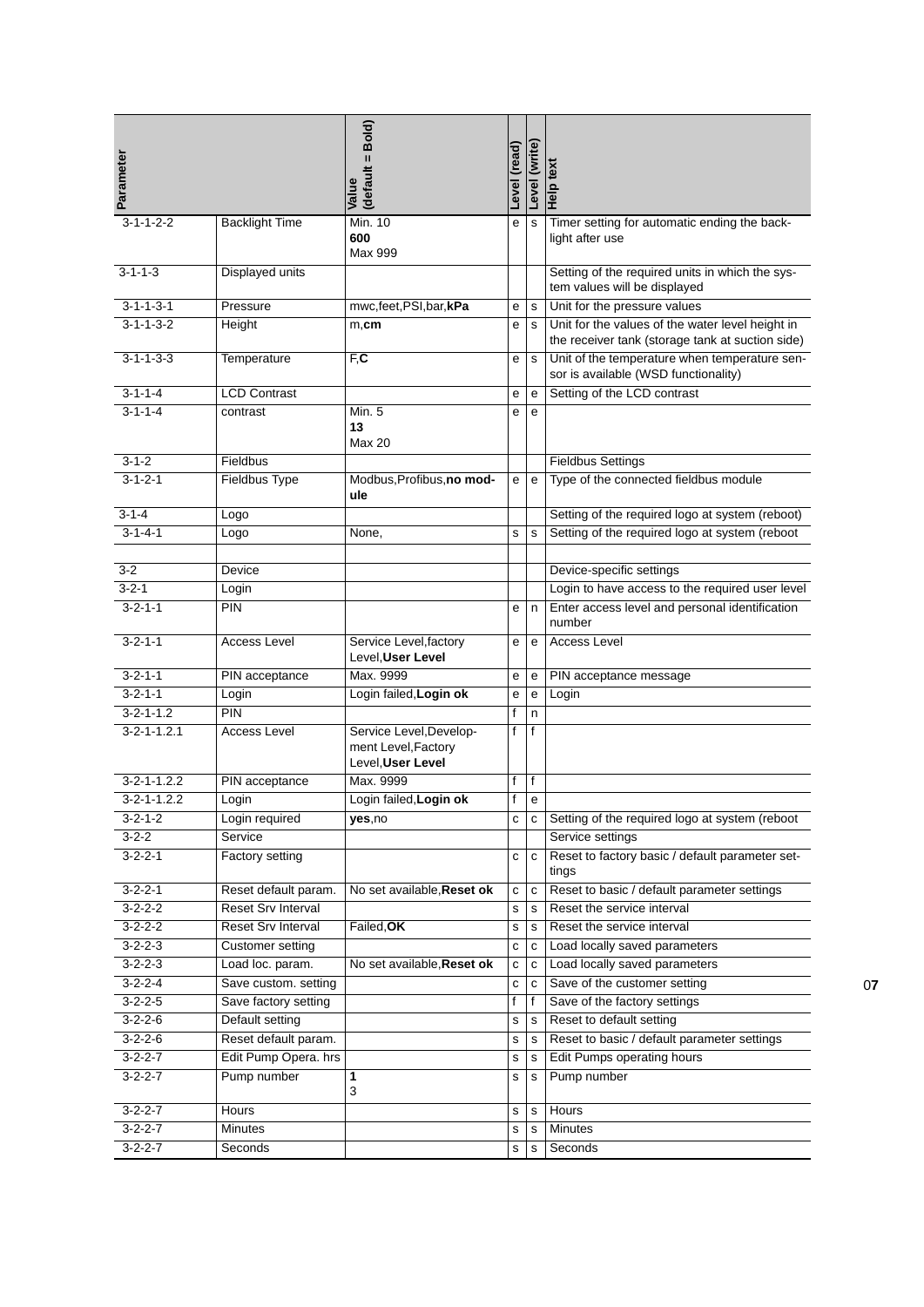| Parameter | | Value (default = Bold) | Level (read) | Level (write) | Help text |
|---|---|---|---|---|---|
| 3-1-1-2-2 | Backlight Time | Min. 10 **600** Max 999 | e | s | Timer setting for automatic ending the back-light after use |
| 3-1-1-3 | Displayed units | | | | Setting of the required units in which the sys-tem values will be displayed |
| 3-1-1-3-1 | Pressure | mwc,feet,PSI,bar,**kPa** | e | s | Unit for the pressure values |
| 3-1-1-3-2 | Height | m,**cm** | e | s | Unit for the values of the water level height in the receiver tank (storage tank at suction side) |
| 3-1-1-3-3 | Temperature | F,**C** | e | s | Unit of the temperature when temperature sen-sor is available (WSD functionality) |
| 3-1-1-4 | LCD Contrast | | e | e | Setting of the LCD contrast |
| 3-1-1-4 | contrast | Min. 5 **13** Max 20 | e | e | |
| 3-1-2 | Fieldbus | | | | Fieldbus Settings |
| 3-1-2-1 | Fieldbus Type | Modbus,Profibus,**no mod-ule** | e | e | Type of the connected fieldbus module |
| 3-1-4 | Logo | | | | Setting of the required logo at system (reboot) |
| 3-1-4-1 | Logo | None, | s | s | Setting of the required logo at system (reboot |
| | | | | | |
| 3-2 | Device | | | | Device-specific settings |
| 3-2-1 | Login | | | | Login to have access to the required user level |
| 3-2-1-1 | PIN | | e | n | Enter access level and personal identification number |
| 3-2-1-1 | Access Level | Service Level,factory Level,**User Level** | e | e | Access Level |
| 3-2-1-1 | PIN acceptance | Max. 9999 | e | e | PIN acceptance message |
| 3-2-1-1 | Login | Login failed,**Login ok** | e | e | Login |
| 3-2-1-1.2 | PIN | | f | n | |
| 3-2-1-1.2.1 | Access Level | Service Level,Develop-ment Level,Factory Level,**User Level** | f | f | |
| 3-2-1-1.2.2 | PIN acceptance | Max. 9999 | f | f | |
| 3-2-1-1.2.2 | Login | Login failed,**Login ok** | f | e | |
| 3-2-1-2 | Login required | **yes**,no | c | c | Setting of the required logo at system (reboot |
| 3-2-2 | Service | | | | Service settings |
| 3-2-2-1 | Factory setting | | c | c | Reset to factory basic / default parameter set-tings |
| 3-2-2-1 | Reset default param. | No set available,**Reset ok** | c | c | Reset to basic / default parameter settings |
| 3-2-2-2 | Reset Srv Interval | | s | s | Reset the service interval |
| 3-2-2-2 | Reset Srv Interval | Failed,**OK** | s | s | Reset the service interval |
| 3-2-2-3 | Customer setting | | c | c | Load locally saved parameters |
| 3-2-2-3 | Load loc. param. | No set available,**Reset ok** | c | c | Load locally saved parameters |
| 3-2-2-4 | Save custom. setting | | c | c | Save of the customer setting |
| 3-2-2-5 | Save factory setting | | f | f | Save of the factory settings |
| 3-2-2-6 | Default setting | | s | s | Reset to default setting |
| 3-2-2-6 | Reset default param. | | s | s | Reset to basic / default parameter settings |
| 3-2-2-7 | Edit Pump Opera. hrs | | s | s | Edit Pumps operating hours |
| 3-2-2-7 | Pump number | **1** 3 | s | s | Pump number |
| 3-2-2-7 | Hours | | s | s | Hours |
| 3-2-2-7 | Minutes | | s | s | Minutes |
| 3-2-2-7 | Seconds | | s | s | Seconds |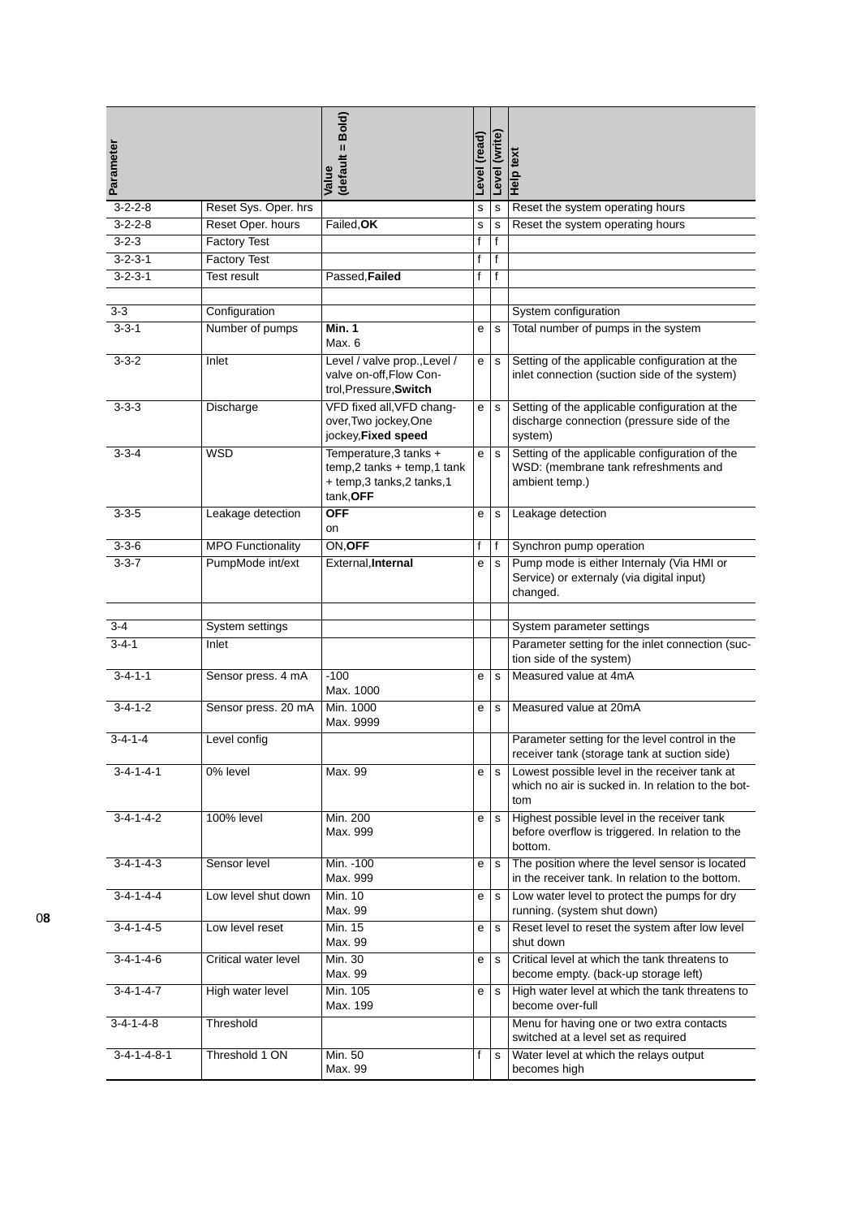| Parameter | | Value (default = Bold) | Level (read) | Level (write) | Help text |
|---|---|---|---|---|---|
| 3-2-2-8 | Reset Sys. Oper. hrs | | s | s | Reset the system operating hours |
| 3-2-2-8 | Reset Oper. hours | Failed,**OK** | s | s | Reset the system operating hours |
| 3-2-3 | Factory Test | | f | f | |
| 3-2-3-1 | Factory Test | | f | f | |
| 3-2-3-1 | Test result | Passed,**Failed** | f | f | |
| | | | | | |
| 3-3 | Configuration | | | | System configuration |
| 3-3-1 | Number of pumps | **Min. 1** Max. 6 | e | s | Total number of pumps in the system |
| 3-3-2 | Inlet | Level / valve prop.,Level / valve on-off,Flow Con-trol,Pressure,**Switch** | e | s | Setting of the applicable configuration at the inlet connection (suction side of the system) |
| 3-3-3 | Discharge | VFD fixed all,VFD chang-over,Two jockey,One jockey,**Fixed speed** | e | s | Setting of the applicable configuration at the discharge connection (pressure side of the system) |
| 3-3-4 | WSD | Temperature,3 tanks + temp,2 tanks + temp,1 tank + temp,3 tanks,2 tanks,1 tank,**OFF** | e | s | Setting of the applicable configuration of the WSD: (membrane tank refreshments and ambient temp.) |
| 3-3-5 | Leakage detection | **OFF** on | e | s | Leakage detection |
| 3-3-6 | MPO Functionality | ON,**OFF** | f | f | Synchron pump operation |
| 3-3-7 | PumpMode int/ext | External,**Internal** | e | s | Pump mode is either Internaly (Via HMI or Service) or externaly (via digital input) changed. |
| | | | | | |
| 3-4 | System settings | | | | System parameter settings |
| 3-4-1 | Inlet | | | | Parameter setting for the inlet connection (suc-tion side of the system) |
| 3-4-1-1 | Sensor press. 4 mA | -100 Max. 1000 | e | s | Measured value at 4mA |
| 3-4-1-2 | Sensor press. 20 mA | Min. 1000 Max. 9999 | e | s | Measured value at 20mA |
| 3-4-1-4 | Level config | | | | Parameter setting for the level control in the receiver tank (storage tank at suction side) |
| 3-4-1-4-1 | 0% level | Max. 99 | e | s | Lowest possible level in the receiver tank at which no air is sucked in. In relation to the bot-tom |
| 3-4-1-4-2 | 100% level | Min. 200 Max. 999 | e | s | Highest possible level in the receiver tank before overflow is triggered. In relation to the bottom. |
| 3-4-1-4-3 | Sensor level | Min. -100 Max. 999 | e | s | The position where the level sensor is located in the receiver tank. In relation to the bottom. |
| 3-4-1-4-4 | Low level shut down | Min. 10 Max. 99 | e | s | Low water level to protect the pumps for dry running. (system shut down) |
| 3-4-1-4-5 | Low level reset | Min. 15 Max. 99 | e | s | Reset level to reset the system after low level shut down |
| 3-4-1-4-6 | Critical water level | Min. 30 Max. 99 | e | s | Critical level at which the tank threatens to become empty. (back-up storage left) |
| 3-4-1-4-7 | High water level | Min. 105 Max. 199 | e | s | High water level at which the tank threatens to become over-full |
| 3-4-1-4-8 | Threshold | | | | Menu for having one or two extra contacts switched at a level set as required |
| 3-4-1-4-8-1 | Threshold 1 ON | Min. 50 Max. 99 | f | s | Water level at which the relays output becomes high |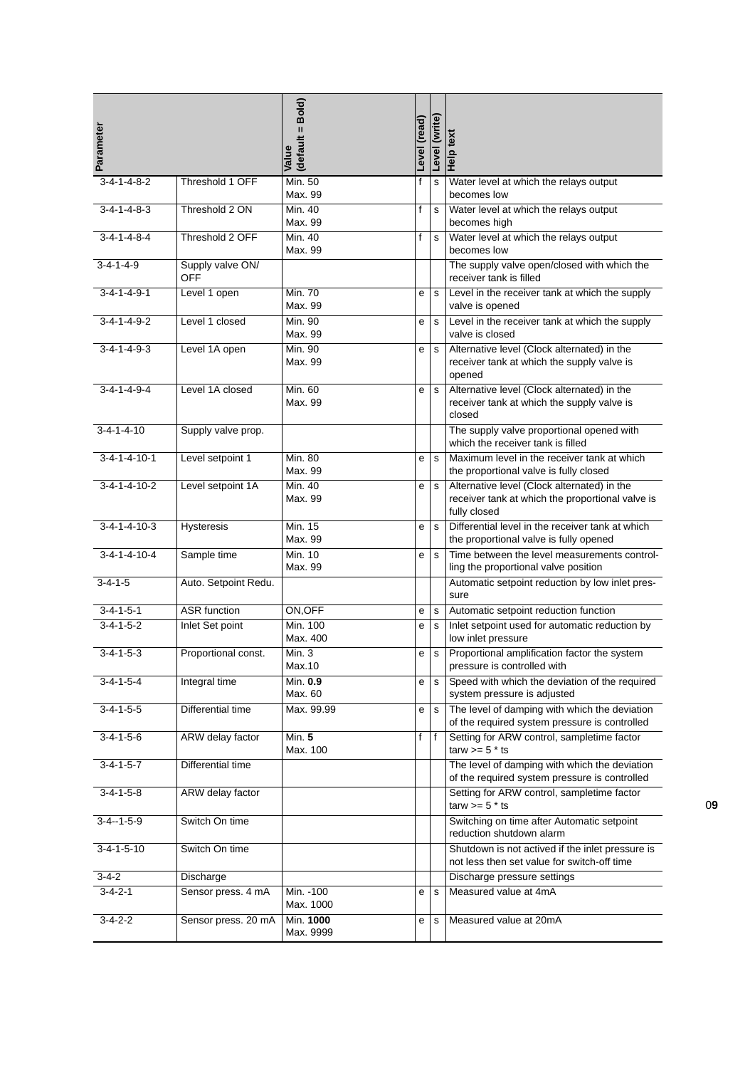| Parameter | | Value (default = **Bold**) | Level (read) | Level (write) | Help text |
|---|---|---|---|---|---|
| 3-4-1-4-8-2 | Threshold 1 OFF | Min. 50<br>Max. 99 | f | s | Water level at which the relays output becomes low |
| 3-4-1-4-8-3 | Threshold 2 ON | Min. 40<br>Max. 99 | f | s | Water level at which the relays output becomes high |
| 3-4-1-4-8-4 | Threshold 2 OFF | Min. 40<br>Max. 99 | f | s | Water level at which the relays output becomes low |
| 3-4-1-4-9 | Supply valve ON/ OFF | | | | The supply valve open/closed with which the receiver tank is filled |
| 3-4-1-4-9-1 | Level 1 open | Min. 70<br>Max. 99 | e | s | Level in the receiver tank at which the supply valve is opened |
| 3-4-1-4-9-2 | Level 1 closed | Min. 90<br>Max. 99 | e | s | Level in the receiver tank at which the supply valve is closed |
| 3-4-1-4-9-3 | Level 1A open | Min. 90<br>Max. 99 | e | s | Alternative level (Clock alternated) in the receiver tank at which the supply valve is opened |
| 3-4-1-4-9-4 | Level 1A closed | Min. 60<br>Max. 99 | e | s | Alternative level (Clock alternated) in the receiver tank at which the supply valve is closed |
| 3-4-1-4-10 | Supply valve prop. | | | | The supply valve proportional opened with which the receiver tank is filled |
| 3-4-1-4-10-1 | Level setpoint 1 | Min. 80<br>Max. 99 | e | s | Maximum level in the receiver tank at which the proportional valve is fully closed |
| 3-4-1-4-10-2 | Level setpoint 1A | Min. 40<br>Max. 99 | e | s | Alternative level (Clock alternated) in the receiver tank at which the proportional valve is fully closed |
| 3-4-1-4-10-3 | Hysteresis | Min. 15<br>Max. 99 | e | s | Differential level in the receiver tank at which the proportional valve is fully opened |
| 3-4-1-4-10-4 | Sample time | Min. 10<br>Max. 99 | e | s | Time between the level measurements controlling the proportional valve position |
| 3-4-1-5 | Auto. Setpoint Redu. | | | | Automatic setpoint reduction by low inlet pressure |
| 3-4-1-5-1 | ASR function | ON,OFF | e | s | Automatic setpoint reduction function |
| 3-4-1-5-2 | Inlet Set point | Min. 100<br>Max. 400 | e | s | Inlet setpoint used for automatic reduction by low inlet pressure |
| 3-4-1-5-3 | Proportional const. | Min. 3<br>Max.10 | e | s | Proportional amplification factor the system pressure is controlled with |
| 3-4-1-5-4 | Integral time | Min. **0.9**<br>Max. 60 | e | s | Speed with which the deviation of the required system pressure is adjusted |
| 3-4-1-5-5 | Differential time | Max. 99.99 | e | s | The level of damping with which the deviation of the required system pressure is controlled |
| 3-4-1-5-6 | ARW delay factor | Min. **5**<br>Max. 100 | f | f | Setting for ARW control, sampletime factor tarw >= 5 * ts |
| 3-4-1-5-7 | Differential time | | | | The level of damping with which the deviation of the required system pressure is controlled |
| 3-4-1-5-8 | ARW delay factor | | | | Setting for ARW control, sampletime factor tarw >= 5 * ts |
| 3-4--1-5-9 | Switch On time | | | | Switching on time after Automatic setpoint reduction shutdown alarm |
| 3-4-1-5-10 | Switch On time | | | | Shutdown is not actived if the inlet pressure is not less then set value for switch-off time |
| 3-4-2 | Discharge | | | | Discharge pressure settings |
| 3-4-2-1 | Sensor press. 4 mA | Min. -100<br>Max. 1000 | e | s | Measured value at 4mA |
| 3-4-2-2 | Sensor press. 20 mA | Min. **1000**<br>Max. 9999 | e | s | Measured value at 20mA |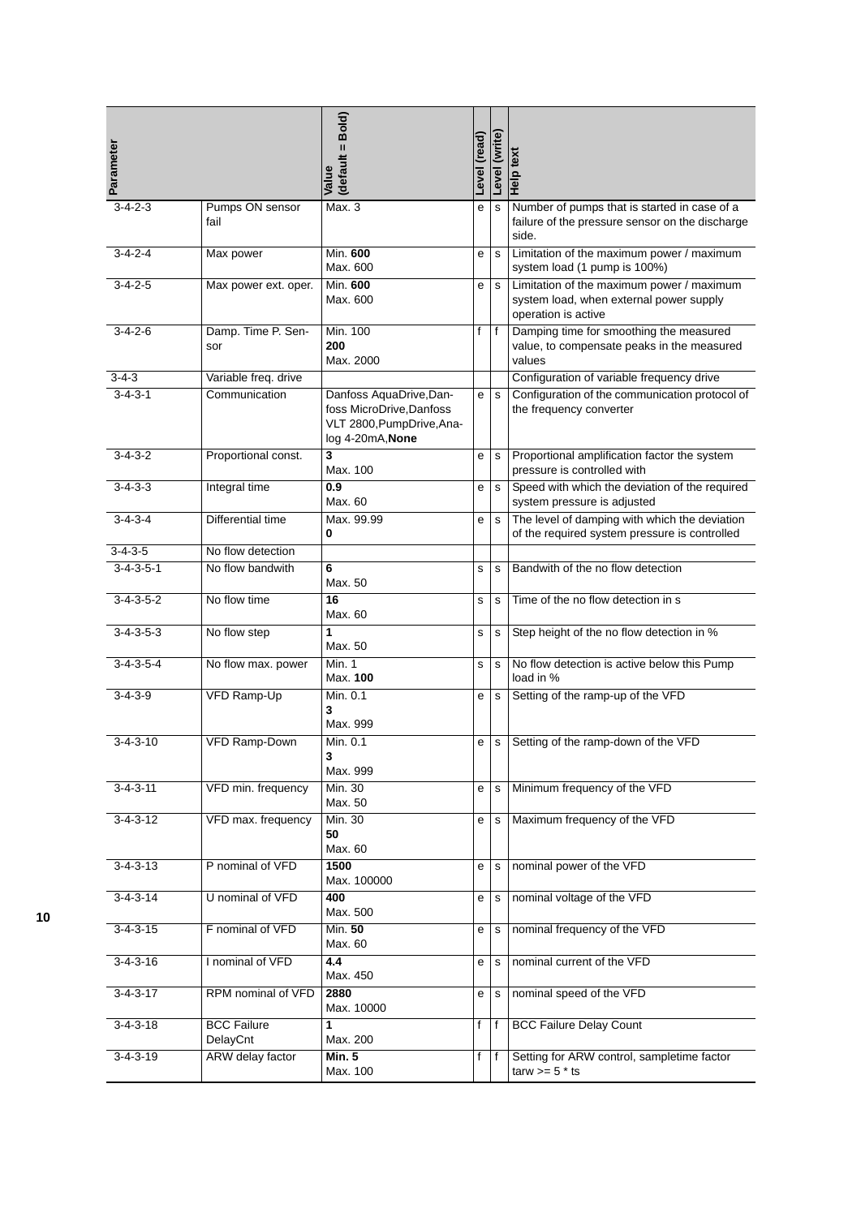| Parameter | | Value (default = Bold) | Level (read) | Level (write) | Help text |
|---|---|---|---|---|---|
| 3-4-2-3 | Pumps ON sensor fail | Max. 3 | e | s | Number of pumps that is started in case of a failure of the pressure sensor on the discharge side. |
| 3-4-2-4 | Max power | Min. **600**<br>Max. 600 | e | s | Limitation of the maximum power / maximum system load (1 pump is 100%) |
| 3-4-2-5 | Max power ext. oper. | Min. **600**<br>Max. 600 | e | s | Limitation of the maximum power / maximum system load, when external power supply operation is active |
| 3-4-2-6 | Damp. Time P. Sensor | Min. 100<br>**200**<br>Max. 2000 | f | f | Damping time for smoothing the measured value, to compensate peaks in the measured values |
| 3-4-3 | Variable freq. drive | | | | Configuration of variable frequency drive |
| 3-4-3-1 | Communication | Danfoss AquaDrive,Danfoss MicroDrive,Danfoss VLT 2800,PumpDrive,Analog 4-20mA,**None** | e | s | Configuration of the communication protocol of the frequency converter |
| 3-4-3-2 | Proportional const. | **3**<br>Max. 100 | e | s | Proportional amplification factor the system pressure is controlled with |
| 3-4-3-3 | Integral time | **0.9**<br>Max. 60 | e | s | Speed with which the deviation of the required system pressure is adjusted |
| 3-4-3-4 | Differential time | Max. 99.99<br>**0** | e | s | The level of damping with which the deviation of the required system pressure is controlled |
| 3-4-3-5 | No flow detection | | | | |
| 3-4-3-5-1 | No flow bandwith | **6**<br>Max. 50 | s | s | Bandwith of the no flow detection |
| 3-4-3-5-2 | No flow time | **16**<br>Max. 60 | s | s | Time of the no flow detection in s |
| 3-4-3-5-3 | No flow step | **1**<br>Max. 50 | s | s | Step height of the no flow detection in % |
| 3-4-3-5-4 | No flow max. power | Min. 1<br>Max. **100** | s | s | No flow detection is active below this Pump load in % |
| 3-4-3-9 | VFD Ramp-Up | Min. 0.1<br>**3**<br>Max. 999 | e | s | Setting of the ramp-up of the VFD |
| 3-4-3-10 | VFD Ramp-Down | Min. 0.1<br>**3**<br>Max. 999 | e | s | Setting of the ramp-down of the VFD |
| 3-4-3-11 | VFD min. frequency | Min. 30<br>Max. 50 | e | s | Minimum frequency of the VFD |
| 3-4-3-12 | VFD max. frequency | Min. 30<br>**50**<br>Max. 60 | e | s | Maximum frequency of the VFD |
| 3-4-3-13 | P nominal of VFD | **1500**<br>Max. 100000 | e | s | nominal power of the VFD |
| 3-4-3-14 | U nominal of VFD | **400**<br>Max. 500 | e | s | nominal voltage of the VFD |
| 3-4-3-15 | F nominal of VFD | Min. **50**<br>Max. 60 | e | s | nominal frequency of the VFD |
| 3-4-3-16 | I nominal of VFD | **4.4**<br>Max. 450 | e | s | nominal current of the VFD |
| 3-4-3-17 | RPM nominal of VFD | **2880**<br>Max. 10000 | e | s | nominal speed of the VFD |
| 3-4-3-18 | BCC Failure DelayCnt | **1**<br>Max. 200 | f | f | BCC Failure Delay Count |
| 3-4-3-19 | ARW delay factor | **Min. 5**<br>Max. 100 | f | f | Setting for ARW control, sampletime factor tarw >= 5 * ts |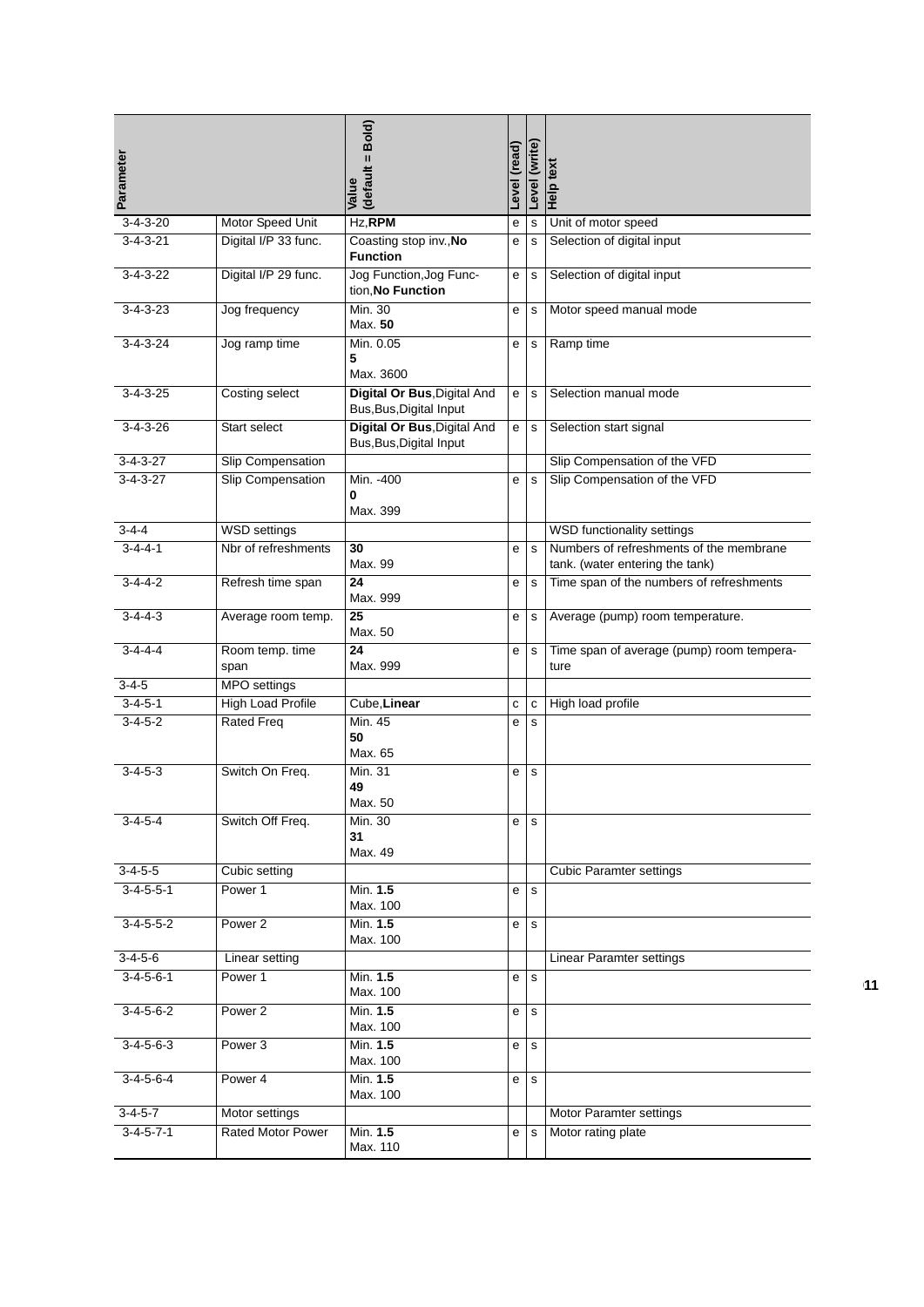| Parameter | | Value (default = Bold) | Level (read) | Level (write) | Help text |
|---|---|---|---|---|---|
| 3-4-3-20 | Motor Speed Unit | Hz,**RPM** | e | s | Unit of motor speed |
| 3-4-3-21 | Digital I/P 33 func. | Coasting stop inv.,**No Function** | e | s | Selection of digital input |
| 3-4-3-22 | Digital I/P 29 func. | Jog Function,Jog Function,**No Function** | e | s | Selection of digital input |
| 3-4-3-23 | Jog frequency | Min. 30<br>Max. **50** | e | s | Motor speed manual mode |
| 3-4-3-24 | Jog ramp time | Min. 0.05<br>**5**<br>Max. 3600 | e | s | Ramp time |
| 3-4-3-25 | Costing select | **Digital Or Bus**,Digital And Bus,Bus,Digital Input | e | s | Selection manual mode |
| 3-4-3-26 | Start select | **Digital Or Bus**,Digital And Bus,Bus,Digital Input | e | s | Selection start signal |
| 3-4-3-27 | Slip Compensation | | | | Slip Compensation of the VFD |
| 3-4-3-27 | Slip Compensation | Min. -400<br>**0**<br>Max. 399 | e | s | Slip Compensation of the VFD |
| 3-4-4 | WSD settings | | | | WSD functionality settings |
| 3-4-4-1 | Nbr of refreshments | **30**<br>Max. 99 | e | s | Numbers of refreshments of the membrane tank. (water entering the tank) |
| 3-4-4-2 | Refresh time span | **24**<br>Max. 999 | e | s | Time span of the numbers of refreshments |
| 3-4-4-3 | Average room temp. | **25**<br>Max. 50 | e | s | Average (pump) room temperature. |
| 3-4-4-4 | Room temp. time span | **24**<br>Max. 999 | e | s | Time span of average (pump) room temperature |
| 3-4-5 | MPO settings | | | | |
| 3-4-5-1 | High Load Profile | Cube,**Linear** | c | c | High load profile |
| 3-4-5-2 | Rated Freq | Min. 45<br>**50**<br>Max. 65 | e | s | |
| 3-4-5-3 | Switch On Freq. | Min. 31<br>**49**<br>Max. 50 | e | s | |
| 3-4-5-4 | Switch Off Freq. | Min. 30<br>**31**<br>Max. 49 | e | s | |
| 3-4-5-5 | Cubic setting | | | | Cubic Paramter settings |
| 3-4-5-5-1 | Power 1 | Min. **1.5**<br>Max. 100 | e | s | |
| 3-4-5-5-2 | Power 2 | Min. **1.5**<br>Max. 100 | e | s | |
| 3-4-5-6 | Linear setting | | | | Linear Paramter settings |
| 3-4-5-6-1 | Power 1 | Min. **1.5**<br>Max. 100 | e | s | |
| 3-4-5-6-2 | Power 2 | Min. **1.5**<br>Max. 100 | e | s | |
| 3-4-5-6-3 | Power 3 | Min. **1.5**<br>Max. 100 | e | s | |
| 3-4-5-6-4 | Power 4 | Min. **1.5**<br>Max. 100 | e | s | |
| 3-4-5-7 | Motor settings | | | | Motor Paramter settings |
| 3-4-5-7-1 | Rated Motor Power | Min. **1.5**<br>Max. 110 | e | s | Motor rating plate |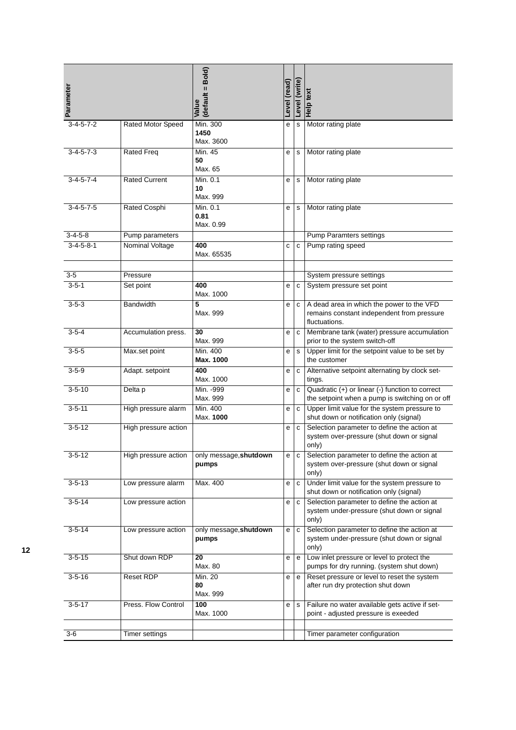| Parameter | | Value (default = Bold) | Level (read) | Level (write) | Help text |
|---|---|---|---|---|---|
| 3-4-5-7-2 | Rated Motor Speed | Min. 300<br>**1450**<br>Max. 3600 | e | s | Motor rating plate |
| 3-4-5-7-3 | Rated Freq | Min. 45<br>**50**<br>Max. 65 | e | s | Motor rating plate |
| 3-4-5-7-4 | Rated Current | Min. 0.1<br>**10**<br>Max. 999 | e | s | Motor rating plate |
| 3-4-5-7-5 | Rated Cosphi | Min. 0.1<br>**0.81**<br>Max. 0.99 | e | s | Motor rating plate |
| 3-4-5-8 | Pump parameters | | | | Pump Paramters settings |
| 3-4-5-8-1 | Nominal Voltage | **400**<br>Max. 65535 | c | c | Pump rating speed |
| | | | | | |
| 3-5 | Pressure | | | | System pressure settings |
| 3-5-1 | Set point | **400**<br>Max. 1000 | e | c | System pressure set point |
| 3-5-3 | Bandwidth | **5**<br>Max. 999 | e | c | A dead area in which the power to the VFD remains constant independent from pressure fluctuations. |
| 3-5-4 | Accumulation press. | **30**<br>Max. 999 | e | c | Membrane tank (water) pressure accumulation prior to the system switch-off |
| 3-5-5 | Max.set point | Min. 400<br>**Max. 1000** | e | s | Upper limit for the setpoint value to be set by the customer |
| 3-5-9 | Adapt. setpoint | **400**<br>Max. 1000 | e | c | Alternative setpoint alternating by clock settings. |
| 3-5-10 | Delta p | Min. -999<br>Max. 999 | e | c | Quadratic (+) or linear (-) function to correct the setpoint when a pump is switching on or off |
| 3-5-11 | High pressure alarm | Min. 400<br>Max. **1000** | e | c | Upper limit value for the system pressure to shut down or notification only (signal) |
| 3-5-12 | High pressure action | | e | c | Selection parameter to define the action at system over-pressure (shut down or signal only) |
| 3-5-12 | High pressure action | only message,**shutdown pumps** | e | c | Selection parameter to define the action at system over-pressure (shut down or signal only) |
| 3-5-13 | Low pressure alarm | Max. 400 | e | c | Under limit value for the system pressure to shut down or notification only (signal) |
| 3-5-14 | Low pressure action | | e | c | Selection parameter to define the action at system under-pressure (shut down or signal only) |
| 3-5-14 | Low pressure action | only message,**shutdown pumps** | e | c | Selection parameter to define the action at system under-pressure (shut down or signal only) |
| 3-5-15 | Shut down RDP | **20**<br>Max. 80 | e | e | Low inlet pressure or level to protect the pumps for dry running. (system shut down) |
| 3-5-16 | Reset RDP | Min. 20<br>**80**<br>Max. 999 | e | e | Reset pressure or level to reset the system after run dry protection shut down |
| 3-5-17 | Press. Flow Control | **100**<br>Max. 1000 | e | s | Failure no water available gets active if setpoint - adjusted pressure is exeeded |
| | | | | | |
| 3-6 | Timer settings | | | | Timer parameter configuration |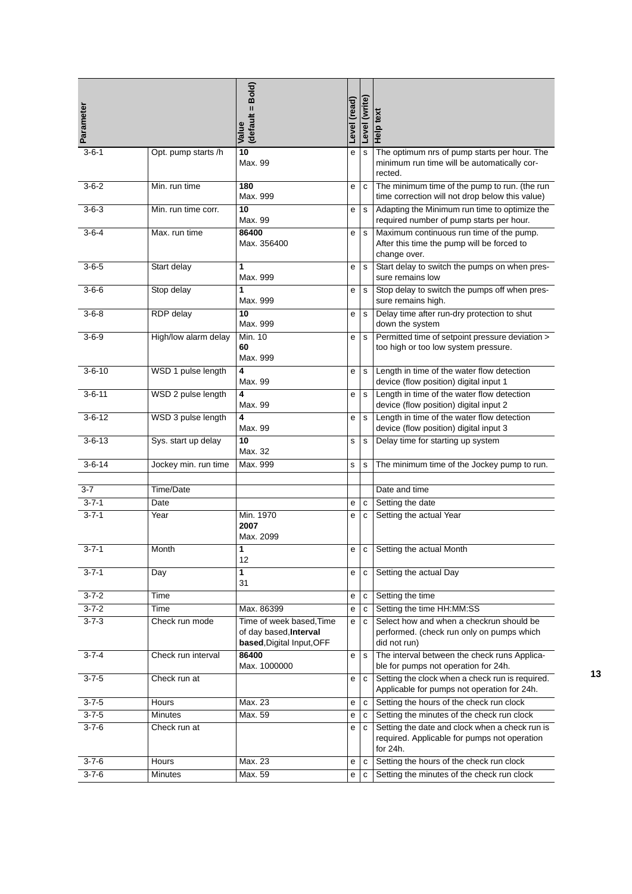| Parameter | | Value (default = Bold) | Level (read) | Level (write) | Help text |
|---|---|---|---|---|---|
| 3-6-1 | Opt. pump starts /h | **10** Max. 99 | e | s | The optimum nrs of pump starts per hour. The minimum run time will be automatically corrected. |
| 3-6-2 | Min. run time | **180** Max. 999 | e | c | The minimum time of the pump to run. (the run time correction will not drop below this value) |
| 3-6-3 | Min. run time corr. | **10** Max. 99 | e | s | Adapting the Minimum run time to optimize the required number of pump starts per hour. |
| 3-6-4 | Max. run time | **86400** Max. 356400 | e | s | Maximum continuous run time of the pump. After this time the pump will be forced to change over. |
| 3-6-5 | Start delay | **1** Max. 999 | e | s | Start delay to switch the pumps on when pressure remains low |
| 3-6-6 | Stop delay | **1** Max. 999 | e | s | Stop delay to switch the pumps off when pressure remains high. |
| 3-6-8 | RDP delay | **10** Max. 999 | e | s | Delay time after run-dry protection to shut down the system |
| 3-6-9 | High/low alarm delay | Min. 10 **60** Max. 999 | e | s | Permitted time of setpoint pressure deviation > too high or too low system pressure. |
| 3-6-10 | WSD 1 pulse length | **4** Max. 99 | e | s | Length in time of the water flow detection device (flow position) digital input 1 |
| 3-6-11 | WSD 2 pulse length | **4** Max. 99 | e | s | Length in time of the water flow detection device (flow position) digital input 2 |
| 3-6-12 | WSD 3 pulse length | **4** Max. 99 | e | s | Length in time of the water flow detection device (flow position) digital input 3 |
| 3-6-13 | Sys. start up delay | **10** Max. 32 | s | s | Delay time for starting up system |
| 3-6-14 | Jockey min. run time | Max. 999 | s | s | The minimum time of the Jockey pump to run. |
| | | | | | |
| 3-7 | Time/Date | | | | Date and time |
| 3-7-1 | Date | | e | c | Setting the date |
| 3-7-1 | Year | Min. 1970 **2007** Max. 2099 | e | c | Setting the actual Year |
| 3-7-1 | Month | **1** 12 | e | c | Setting the actual Month |
| 3-7-1 | Day | **1** 31 | e | c | Setting the actual Day |
| 3-7-2 | Time | | e | c | Setting the time |
| 3-7-2 | Time | Max. 86399 | e | c | Setting the time HH:MM:SS |
| 3-7-3 | Check run mode | Time of week based, Time of day based, **Interval based**, Digital Input, OFF | e | c | Select how and when a checkrun should be performed. (check run only on pumps which did not run) |
| 3-7-4 | Check run interval | **86400** Max. 1000000 | e | s | The interval between the check runs Applicable for pumps not operation for 24h. |
| 3-7-5 | Check run at | | e | c | Setting the clock when a check run is required. Applicable for pumps not operation for 24h. |
| 3-7-5 | Hours | Max. 23 | e | c | Setting the hours of the check run clock |
| 3-7-5 | Minutes | Max. 59 | e | c | Setting the minutes of the check run clock |
| 3-7-6 | Check run at | | e | c | Setting the date and clock when a check run is required. Applicable for pumps not operation for 24h. |
| 3-7-6 | Hours | Max. 23 | e | c | Setting the hours of the check run clock |
| 3-7-6 | Minutes | Max. 59 | e | c | Setting the minutes of the check run clock |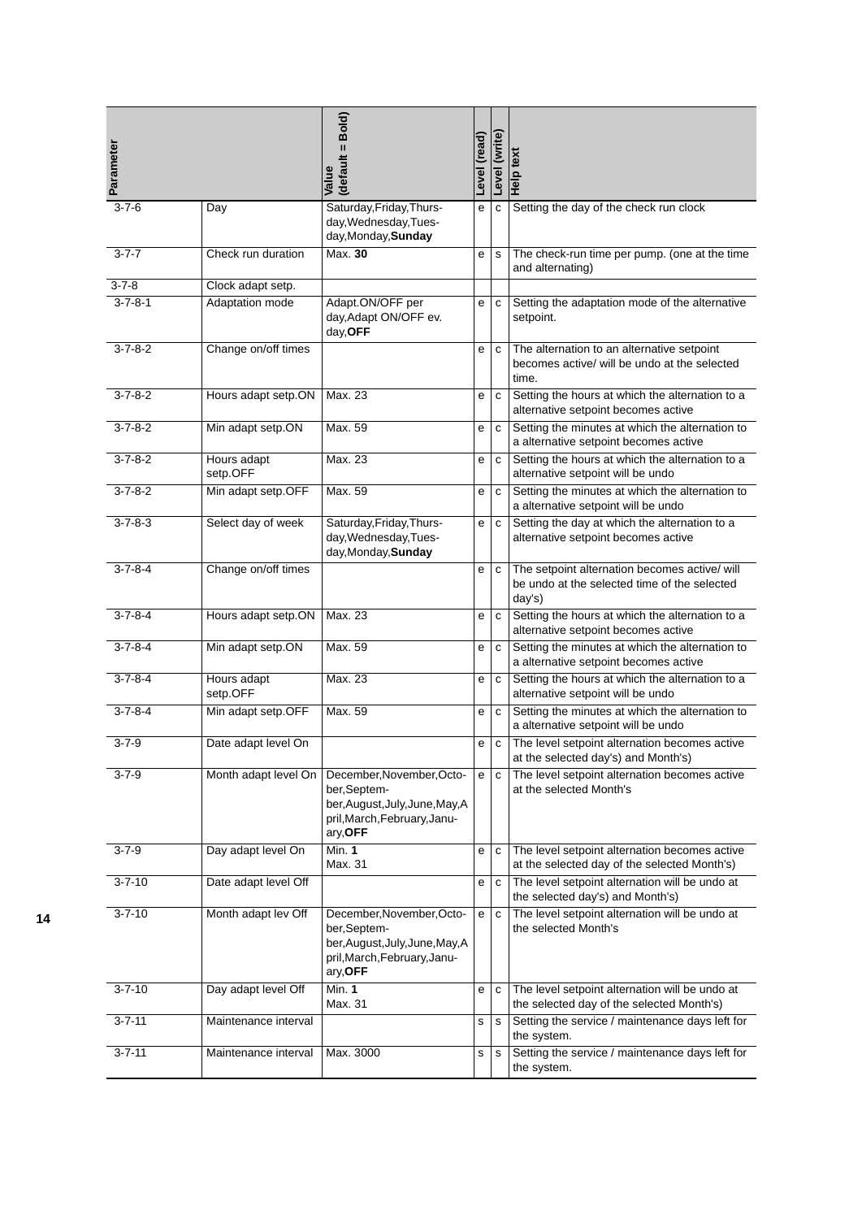| Parameter | | Value (default = Bold) | Level (read) | Level (write) | Help text |
|---|---|---|---|---|---|
| 3-7-6 | Day | Saturday,Friday,Thursday,Wednesday,Tuesday,Monday,**Sunday** | e | c | Setting the day of the check run clock |
| 3-7-7 | Check run duration | Max. **30** | e | s | The check-run time per pump. (one at the time and alternating) |
| 3-7-8 | Clock adapt setp. | | | | |
| 3-7-8-1 | Adaptation mode | Adapt.ON/OFF per day,Adapt ON/OFF ev. day,**OFF** | e | c | Setting the adaptation mode of the alternative setpoint. |
| 3-7-8-2 | Change on/off times | | e | c | The alternation to an alternative setpoint becomes active/ will be undo at the selected time. |
| 3-7-8-2 | Hours adapt setp.ON | Max. 23 | e | c | Setting the hours at which the alternation to a alternative setpoint becomes active |
| 3-7-8-2 | Min adapt setp.ON | Max. 59 | e | c | Setting the minutes at which the alternation to a alternative setpoint becomes active |
| 3-7-8-2 | Hours adapt setp.OFF | Max. 23 | e | c | Setting the hours at which the alternation to a alternative setpoint will be undo |
| 3-7-8-2 | Min adapt setp.OFF | Max. 59 | e | c | Setting the minutes at which the alternation to a alternative setpoint will be undo |
| 3-7-8-3 | Select day of week | Saturday,Friday,Thursday,Wednesday,Tuesday,Monday,**Sunday** | e | c | Setting the day at which the alternation to a alternative setpoint becomes active |
| 3-7-8-4 | Change on/off times | | e | c | The setpoint alternation becomes active/ will be undo at the selected time of the selected day's) |
| 3-7-8-4 | Hours adapt setp.ON | Max. 23 | e | c | Setting the hours at which the alternation to a alternative setpoint becomes active |
| 3-7-8-4 | Min adapt setp.ON | Max. 59 | e | c | Setting the minutes at which the alternation to a alternative setpoint becomes active |
| 3-7-8-4 | Hours adapt setp.OFF | Max. 23 | e | c | Setting the hours at which the alternation to a alternative setpoint will be undo |
| 3-7-8-4 | Min adapt setp.OFF | Max. 59 | e | c | Setting the minutes at which the alternation to a alternative setpoint will be undo |
| 3-7-9 | Date adapt level On | | e | c | The level setpoint alternation becomes active at the selected day's) and Month's) |
| 3-7-9 | Month adapt level On | December,November,October,September,August,July,June,May,April,March,February,January,**OFF** | e | c | The level setpoint alternation becomes active at the selected Month's |
| 3-7-9 | Day adapt level On | Min. **1** Max. 31 | e | c | The level setpoint alternation becomes active at the selected day of the selected Month's) |
| 3-7-10 | Date adapt level Off | | e | c | The level setpoint alternation will be undo at the selected day's) and Month's) |
| 3-7-10 | Month adapt lev Off | December,November,October,September,August,July,June,May,April,March,February,January,**OFF** | e | c | The level setpoint alternation will be undo at the selected Month's |
| 3-7-10 | Day adapt level Off | Min. **1** Max. 31 | e | c | The level setpoint alternation will be undo at the selected day of the selected Month's) |
| 3-7-11 | Maintenance interval | | s | s | Setting the service / maintenance days left for the system. |
| 3-7-11 | Maintenance interval | Max. 3000 | s | s | Setting the service / maintenance days left for the system. |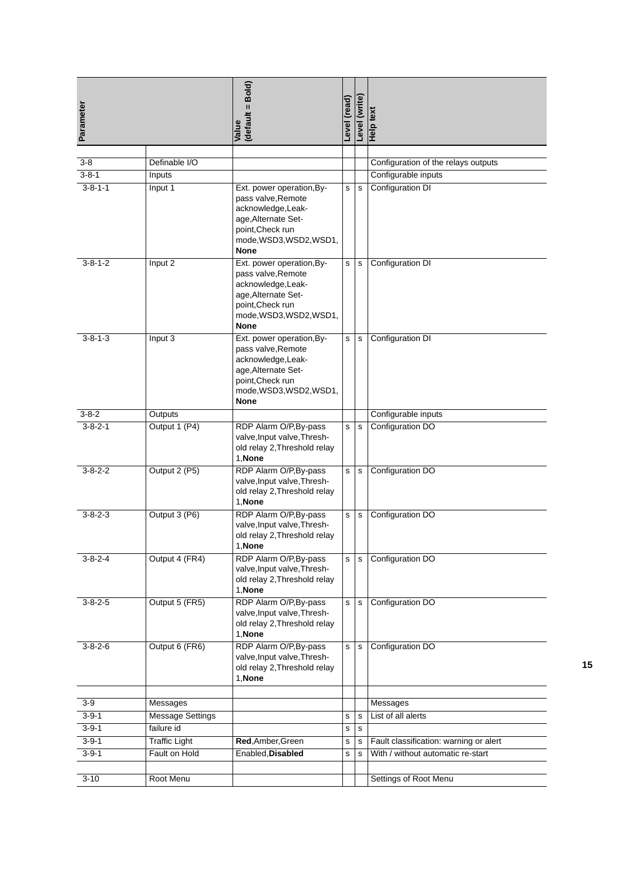| Parameter | | Value (default = Bold) | Level (read) | Level (write) | Help text |
|---|---|---|---|---|---|
| | | | | | |
| 3-8 | Definable I/O | | | | Configuration of the relays outputs |
| 3-8-1 | Inputs | | | | Configurable inputs |
| 3-8-1-1 | Input 1 | Ext. power operation,By-pass valve,Remote acknowledge,Leak-age,Alternate Set-point,Check run mode,WSD3,WSD2,WSD1,**None** | s | s | Configuration DI |
| 3-8-1-2 | Input 2 | Ext. power operation,By-pass valve,Remote acknowledge,Leak-age,Alternate Set-point,Check run mode,WSD3,WSD2,WSD1,**None** | s | s | Configuration DI |
| 3-8-1-3 | Input 3 | Ext. power operation,By-pass valve,Remote acknowledge,Leak-age,Alternate Set-point,Check run mode,WSD3,WSD2,WSD1,**None** | s | s | Configuration DI |
| 3-8-2 | Outputs | | | | Configurable inputs |
| 3-8-2-1 | Output 1 (P4) | RDP Alarm O/P,By-pass valve,Input valve,Thresh-old relay 2,Threshold relay 1,**None** | s | s | Configuration DO |
| 3-8-2-2 | Output 2 (P5) | RDP Alarm O/P,By-pass valve,Input valve,Thresh-old relay 2,Threshold relay 1,**None** | s | s | Configuration DO |
| 3-8-2-3 | Output 3 (P6) | RDP Alarm O/P,By-pass valve,Input valve,Thresh-old relay 2,Threshold relay 1,**None** | s | s | Configuration DO |
| 3-8-2-4 | Output 4 (FR4) | RDP Alarm O/P,By-pass valve,Input valve,Thresh-old relay 2,Threshold relay 1,**None** | s | s | Configuration DO |
| 3-8-2-5 | Output 5 (FR5) | RDP Alarm O/P,By-pass valve,Input valve,Thresh-old relay 2,Threshold relay 1,**None** | s | s | Configuration DO |
| 3-8-2-6 | Output 6 (FR6) | RDP Alarm O/P,By-pass valve,Input valve,Thresh-old relay 2,Threshold relay 1,**None** | s | s | Configuration DO |
| | | | | | |
| 3-9 | Messages | | | | Messages |
| 3-9-1 | Message Settings | | s | s | List of all alerts |
| 3-9-1 | failure id | | s | s | |
| 3-9-1 | Traffic Light | **Red**,Amber,Green | s | s | Fault classification: warning or alert |
| 3-9-1 | Fault on Hold | Enabled,**Disabled** | s | s | With / without automatic re-start |
| | | | | | |
| 3-10 | Root Menu | | | | Settings of Root Menu |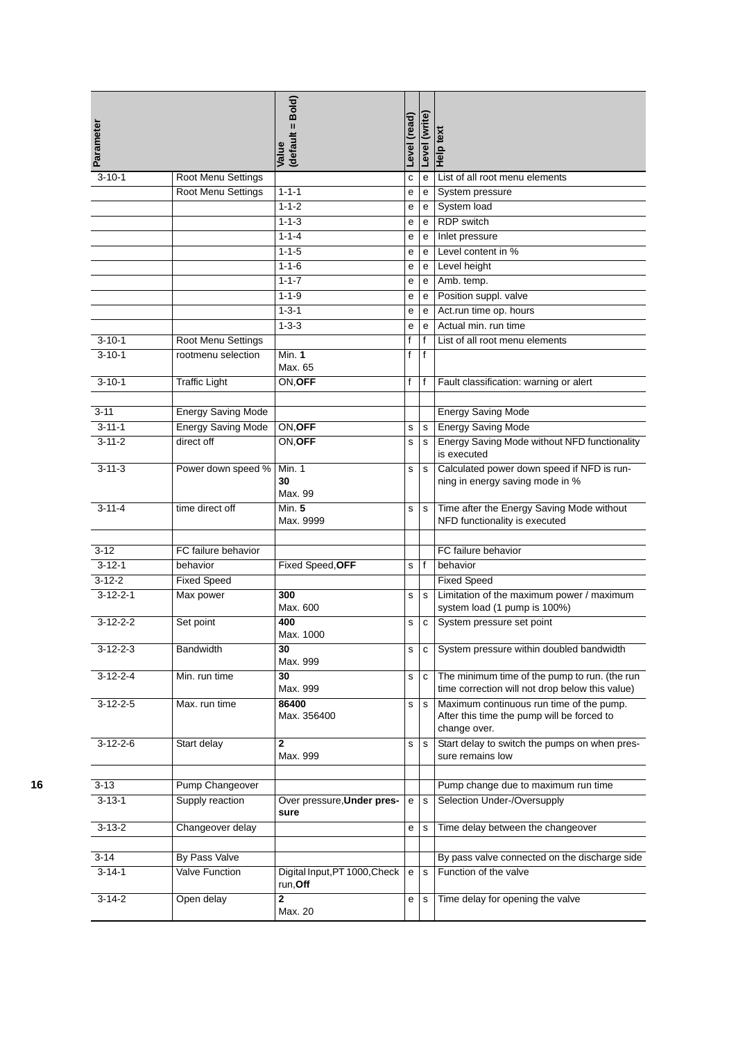| Parameter | | Value (default = Bold) | Level (read) | Level (write) | Help text |
|---|---|---|---|---|---|
| 3-10-1 | Root Menu Settings | | c | e | List of all root menu elements |
| | Root Menu Settings | 1-1-1 | e | e | System pressure |
| | | 1-1-2 | e | e | System load |
| | | 1-1-3 | e | e | RDP switch |
| | | 1-1-4 | e | e | Inlet pressure |
| | | 1-1-5 | e | e | Level content in % |
| | | 1-1-6 | e | e | Level height |
| | | 1-1-7 | e | e | Amb. temp. |
| | | 1-1-9 | e | e | Position suppl. valve |
| | | 1-3-1 | e | e | Act.run time op. hours |
| | | 1-3-3 | e | e | Actual min. run time |
| 3-10-1 | Root Menu Settings | | f | f | List of all root menu elements |
| 3-10-1 | rootmenu selection | Min. **1** Max. 65 | f | f | |
| 3-10-1 | Traffic Light | ON,**OFF** | f | f | Fault classification: warning or alert |
| | | | | | |
| 3-11 | Energy Saving Mode | | | | Energy Saving Mode |
| 3-11-1 | Energy Saving Mode | ON,**OFF** | s | s | Energy Saving Mode |
| 3-11-2 | direct off | ON,**OFF** | s | s | Energy Saving Mode without NFD functionality is executed |
| 3-11-3 | Power down speed % | Min. 1 **30** Max. 99 | s | s | Calculated power down speed if NFD is running in energy saving mode in % |
| 3-11-4 | time direct off | Min. **5** Max. 9999 | s | s | Time after the Energy Saving Mode without NFD functionality is executed |
| | | | | | |
| 3-12 | FC failure behavior | | | | FC failure behavior |
| 3-12-1 | behavior | Fixed Speed,**OFF** | s | f | behavior |
| 3-12-2 | Fixed Speed | | | | Fixed Speed |
| 3-12-2-1 | Max power | **300** Max. 600 | s | s | Limitation of the maximum power / maximum system load (1 pump is 100%) |
| 3-12-2-2 | Set point | **400** Max. 1000 | s | c | System pressure set point |
| 3-12-2-3 | Bandwidth | **30** Max. 999 | s | c | System pressure within doubled bandwidth |
| 3-12-2-4 | Min. run time | **30** Max. 999 | s | c | The minimum time of the pump to run. (the run time correction will not drop below this value) |
| 3-12-2-5 | Max. run time | **86400** Max. 356400 | s | s | Maximum continuous run time of the pump. After this time the pump will be forced to change over. |
| 3-12-2-6 | Start delay | **2** Max. 999 | s | s | Start delay to switch the pumps on when pressure remains low |
| | | | | | |
| 3-13 | Pump Changeover | | | | Pump change due to maximum run time |
| 3-13-1 | Supply reaction | Over pressure,**Under pressure** | e | s | Selection Under-/Oversupply |
| 3-13-2 | Changeover delay | | e | s | Time delay between the changeover |
| | | | | | |
| 3-14 | By Pass Valve | | | | By pass valve connected on the discharge side |
| 3-14-1 | Valve Function | Digital Input,PT 1000,Check run,**Off** | e | s | Function of the valve |
| 3-14-2 | Open delay | **2** Max. 20 | e | s | Time delay for opening the valve |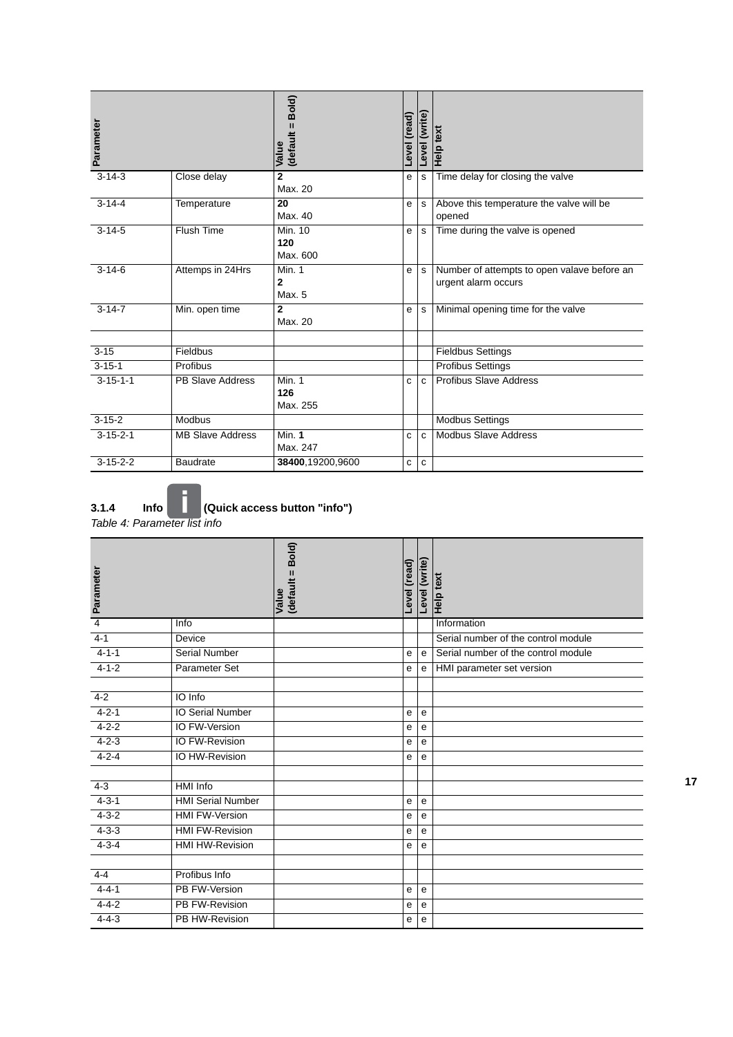| Parameter | | Value (default = **Bold**) | Level (read) | Level (write) | Help text |
|---|---|---|---|---|---|
| 3-14-3 | Close delay | **2**<br>Max. 20 | e | s | Time delay for closing the valve |
| 3-14-4 | Temperature | **20**<br>Max. 40 | e | s | Above this temperature the valve will be opened |
| 3-14-5 | Flush Time | Min. 10<br>**120**<br>Max. 600 | e | s | Time during the valve is opened |
| 3-14-6 | Attemps in 24Hrs | Min. 1<br>**2**<br>Max. 5 | e | s | Number of attempts to open valave before an urgent alarm occurs |
| 3-14-7 | Min. open time | **2**<br>Max. 20 | e | s | Minimal opening time for the valve |
| | | | | | |
| 3-15 | Fieldbus | | | | Fieldbus Settings |
| 3-15-1 | Profibus | | | | Profibus Settings |
| 3-15-1-1 | PB Slave Address | Min. 1<br>**126**<br>Max. 255 | c | c | Profibus Slave Address |
| 3-15-2 | Modbus | | | | Modbus Settings |
| 3-15-2-1 | MB Slave Address | Min. **1**<br>Max. 247 | c | c | Modbus Slave Address |
| 3-15-2-2 | Baudrate | **38400**,19200,9600 | c | c | |

### 3.1.4 Info (Quick access button "info")

*Table 4: Parameter list info*

| Parameter | | Value (default = **Bold**) | Level (read) | Level (write) | Help text |
|---|---|---|---|---|---|
| 4 | Info | | | | Information |
| 4-1 | Device | | | | Serial number of the control module |
| 4-1-1 | Serial Number | | e | e | Serial number of the control module |
| 4-1-2 | Parameter Set | | e | e | HMI parameter set version |
| | | | | | |
| 4-2 | IO Info | | | | |
| 4-2-1 | IO Serial Number | | e | e | |
| 4-2-2 | IO FW-Version | | e | e | |
| 4-2-3 | IO FW-Revision | | e | e | |
| 4-2-4 | IO HW-Revision | | e | e | |
| | | | | | |
| 4-3 | HMI Info | | | | |
| 4-3-1 | HMI Serial Number | | e | e | |
| 4-3-2 | HMI FW-Version | | e | e | |
| 4-3-3 | HMI FW-Revision | | e | e | |
| 4-3-4 | HMI HW-Revision | | e | e | |
| | | | | | |
| 4-4 | Profibus Info | | | | |
| 4-4-1 | PB FW-Version | | e | e | |
| 4-4-2 | PB FW-Revision | | e | e | |
| 4-4-3 | PB HW-Revision | | e | e | |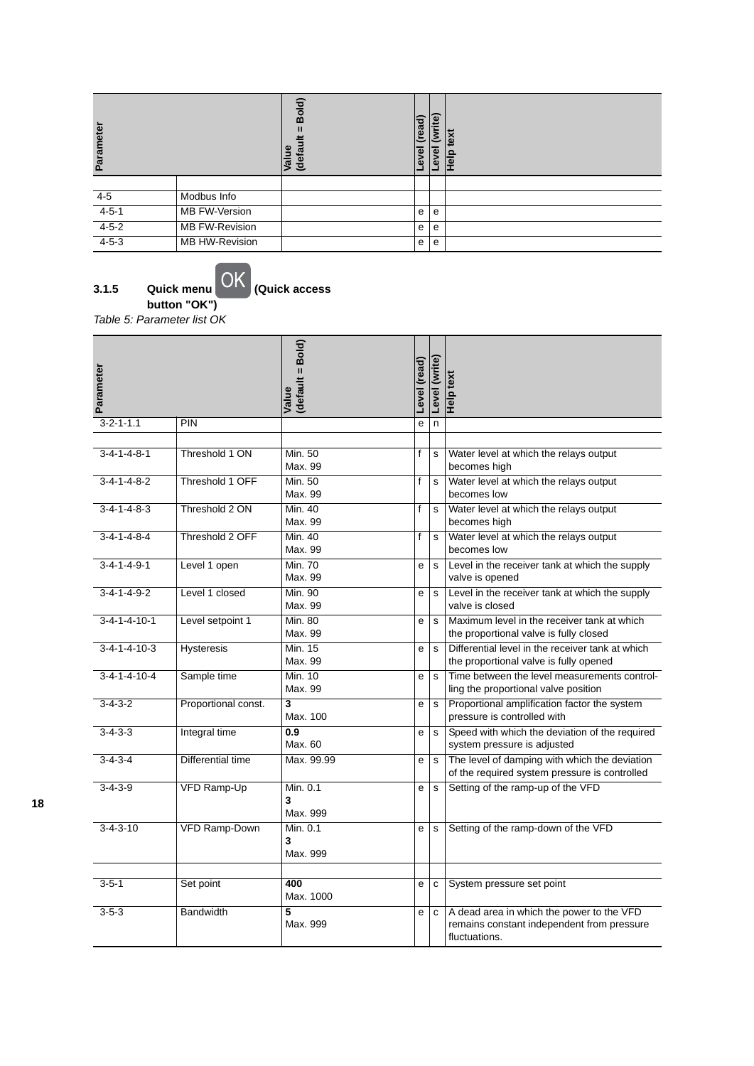| Parameter | | Value (default = Bold) | Level (read) | Level (write) | Help text |
|---|---|---|---|---|---|
| | | | | | |
| 4-5 | Modbus Info | | | | |
| 4-5-1 | MB FW-Version | | e | e | |
| 4-5-2 | MB FW-Revision | | e | e | |
| 4-5-3 | MB HW-Revision | | e | e | |

### 3.1.5 Quick menu OK (Quick access button "OK")

*Table 5: Parameter list OK*

| Parameter | | Value (default = Bold) | Level (read) | Level (write) | Help text |
|---|---|---|---|---|---|
| 3-2-1-1.1 | PIN | | e | n | |
| | | | | | |
| 3-4-1-4-8-1 | Threshold 1 ON | Min. 50<br>Max. 99 | f | s | Water level at which the relays output becomes high |
| 3-4-1-4-8-2 | Threshold 1 OFF | Min. 50<br>Max. 99 | f | s | Water level at which the relays output becomes low |
| 3-4-1-4-8-3 | Threshold 2 ON | Min. 40<br>Max. 99 | f | s | Water level at which the relays output becomes high |
| 3-4-1-4-8-4 | Threshold 2 OFF | Min. 40<br>Max. 99 | f | s | Water level at which the relays output becomes low |
| 3-4-1-4-9-1 | Level 1 open | Min. 70<br>Max. 99 | e | s | Level in the receiver tank at which the supply valve is opened |
| 3-4-1-4-9-2 | Level 1 closed | Min. 90<br>Max. 99 | e | s | Level in the receiver tank at which the supply valve is closed |
| 3-4-1-4-10-1 | Level setpoint 1 | Min. 80<br>Max. 99 | e | s | Maximum level in the receiver tank at which the proportional valve is fully closed |
| 3-4-1-4-10-3 | Hysteresis | Min. 15<br>Max. 99 | e | s | Differential level in the receiver tank at which the proportional valve is fully opened |
| 3-4-1-4-10-4 | Sample time | Min. 10<br>Max. 99 | e | s | Time between the level measurements controlling the proportional valve position |
| 3-4-3-2 | Proportional const. | **3**<br>Max. 100 | e | s | Proportional amplification factor the system pressure is controlled with |
| 3-4-3-3 | Integral time | **0.9**<br>Max. 60 | e | s | Speed with which the deviation of the required system pressure is adjusted |
| 3-4-3-4 | Differential time | Max. 99.99 | e | s | The level of damping with which the deviation of the required system pressure is controlled |
| 3-4-3-9 | VFD Ramp-Up | Min. 0.1<br>**3**<br>Max. 999 | e | s | Setting of the ramp-up of the VFD |
| 3-4-3-10 | VFD Ramp-Down | Min. 0.1<br>**3**<br>Max. 999 | e | s | Setting of the ramp-down of the VFD |
| | | | | | |
| 3-5-1 | Set point | **400**<br>Max. 1000 | e | c | System pressure set point |
| 3-5-3 | Bandwidth | **5**<br>Max. 999 | e | c | A dead area in which the power to the VFD remains constant independent from pressure fluctuations. |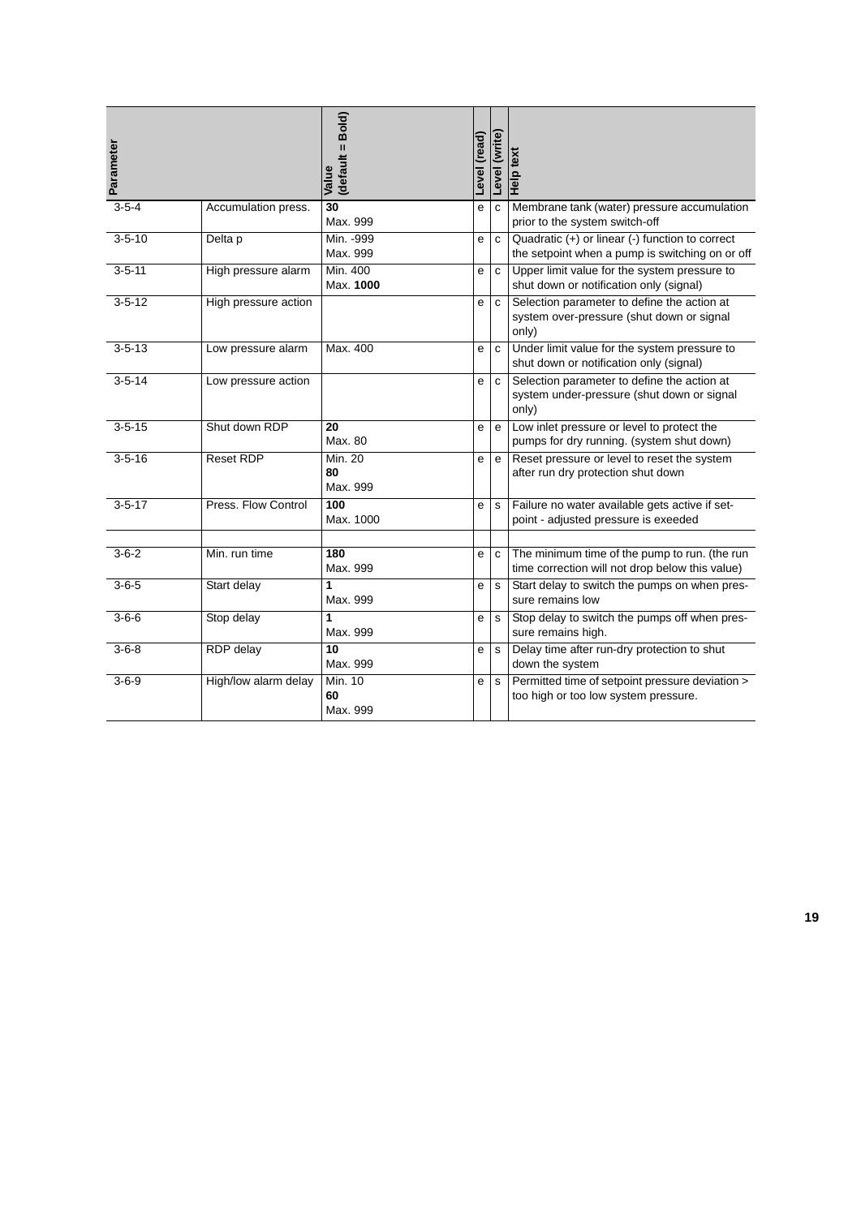| Parameter | | Value (default = Bold) | Level (read) | Level (write) | Help text |
|---|---|---|---|---|---|
| 3-5-4 | Accumulation press. | **30**<br>Max. 999 | e | c | Membrane tank (water) pressure accumulation prior to the system switch-off |
| 3-5-10 | Delta p | Min. -999<br>Max. 999 | e | c | Quadratic (+) or linear (-) function to correct the setpoint when a pump is switching on or off |
| 3-5-11 | High pressure alarm | Min. 400<br>Max. **1000** | e | c | Upper limit value for the system pressure to shut down or notification only (signal) |
| 3-5-12 | High pressure action | | e | c | Selection parameter to define the action at system over-pressure (shut down or signal only) |
| 3-5-13 | Low pressure alarm | Max. 400 | e | c | Under limit value for the system pressure to shut down or notification only (signal) |
| 3-5-14 | Low pressure action | | e | c | Selection parameter to define the action at system under-pressure (shut down or signal only) |
| 3-5-15 | Shut down RDP | **20**<br>Max. 80 | e | e | Low inlet pressure or level to protect the pumps for dry running. (system shut down) |
| 3-5-16 | Reset RDP | Min. 20<br>**80**<br>Max. 999 | e | e | Reset pressure or level to reset the system after run dry protection shut down |
| 3-5-17 | Press. Flow Control | **100**<br>Max. 1000 | e | s | Failure no water available gets active if set-point - adjusted pressure is exeeded |
| | | | | | |
| 3-6-2 | Min. run time | **180**<br>Max. 999 | e | c | The minimum time of the pump to run. (the run time correction will not drop below this value) |
| 3-6-5 | Start delay | **1**<br>Max. 999 | e | s | Start delay to switch the pumps on when pressure remains low |
| 3-6-6 | Stop delay | **1**<br>Max. 999 | e | s | Stop delay to switch the pumps off when pressure remains high. |
| 3-6-8 | RDP delay | **10**<br>Max. 999 | e | s | Delay time after run-dry protection to shut down the system |
| 3-6-9 | High/low alarm delay | Min. 10<br>**60**<br>Max. 999 | e | s | Permitted time of setpoint pressure deviation > too high or too low system pressure. |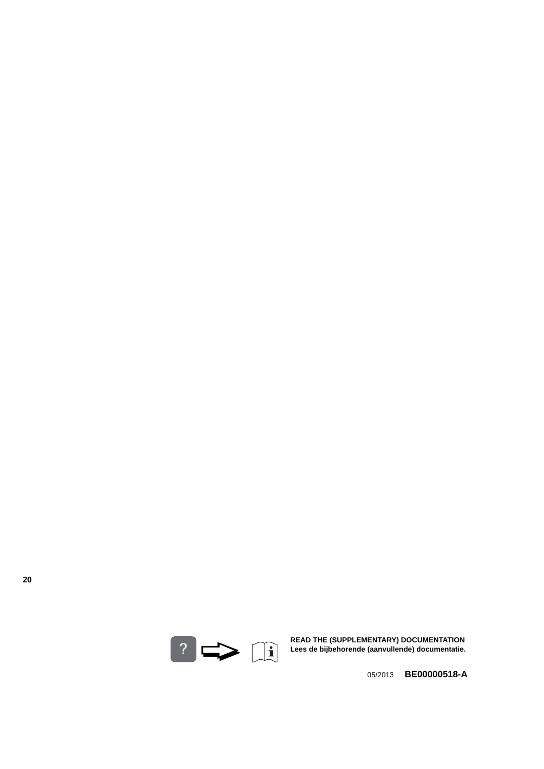**READ THE (SUPPLEMENTARY) DOCUMENTATION**
**Lees de bijbehorende (aanvullende) documentatie.**

05/2013 **BE00000518-A**